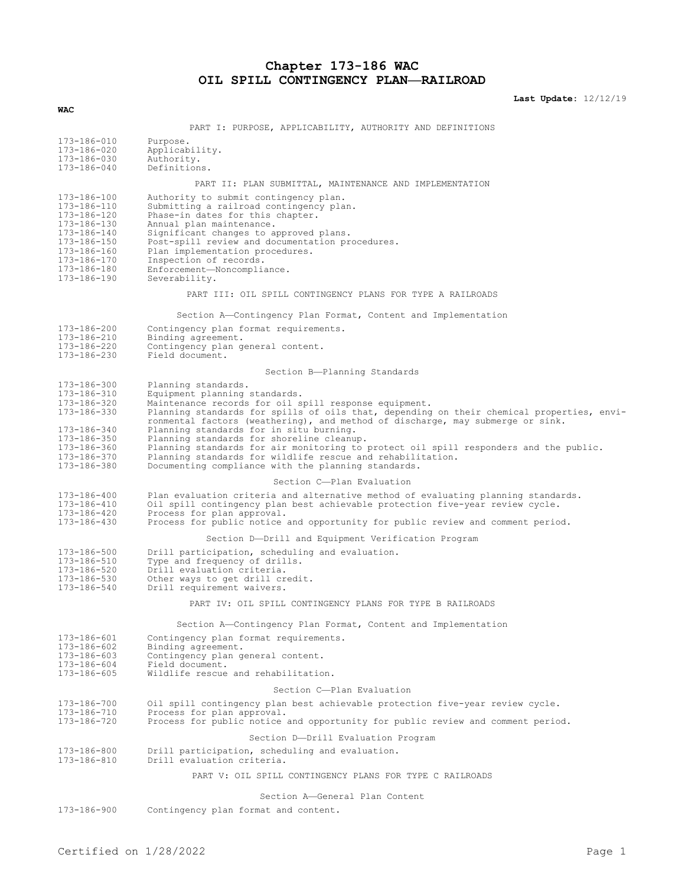# Chapter 173-186 WAC
# OIL SPILL CONTINGENCY PLAN—RAILROAD

**Last Update:** 12/12/19

**WAC**

PART I: PURPOSE, APPLICABILITY, AUTHORITY AND DEFINITIONS

| | |
|---|---|
| 173-186-010 | Purpose. |
| 173-186-020 | Applicability. |
| 173-186-030 | Authority. |
| 173-186-040 | Definitions. |

PART II: PLAN SUBMITTAL, MAINTENANCE AND IMPLEMENTATION

| | |
|---|---|
| 173-186-100 | Authority to submit contingency plan. |
| 173-186-110 | Submitting a railroad contingency plan. |
| 173-186-120 | Phase-in dates for this chapter. |
| 173-186-130 | Annual plan maintenance. |
| 173-186-140 | Significant changes to approved plans. |
| 173-186-150 | Post-spill review and documentation procedures. |
| 173-186-160 | Plan implementation procedures. |
| 173-186-170 | Inspection of records. |
| 173-186-180 | Enforcement—Noncompliance. |
| 173-186-190 | Severability. |

PART III: OIL SPILL CONTINGENCY PLANS FOR TYPE A RAILROADS

Section A—Contingency Plan Format, Content and Implementation

| | |
|---|---|
| 173-186-200 | Contingency plan format requirements. |
| 173-186-210 | Binding agreement. |
| 173-186-220 | Contingency plan general content. |
| 173-186-230 | Field document. |

Section B—Planning Standards

| | |
|---|---|
| 173-186-300 | Planning standards. |
| 173-186-310 | Equipment planning standards. |
| 173-186-320 | Maintenance records for oil spill response equipment. |
| 173-186-330 | Planning standards for spills of oils that, depending on their chemical properties, environmental factors (weathering), and method of discharge, may submerge or sink. |
| 173-186-340 | Planning standards for in situ burning. |
| 173-186-350 | Planning standards for shoreline cleanup. |
| 173-186-360 | Planning standards for air monitoring to protect oil spill responders and the public. |
| 173-186-370 | Planning standards for wildlife rescue and rehabilitation. |
| 173-186-380 | Documenting compliance with the planning standards. |

Section C—Plan Evaluation

| | |
|---|---|
| 173-186-400 | Plan evaluation criteria and alternative method of evaluating planning standards. |
| 173-186-410 | Oil spill contingency plan best achievable protection five-year review cycle. |
| 173-186-420 | Process for plan approval. |
| 173-186-430 | Process for public notice and opportunity for public review and comment period. |

Section D—Drill and Equipment Verification Program

| | |
|---|---|
| 173-186-500 | Drill participation, scheduling and evaluation. |
| 173-186-510 | Type and frequency of drills. |
| 173-186-520 | Drill evaluation criteria. |
| 173-186-530 | Other ways to get drill credit. |
| 173-186-540 | Drill requirement waivers. |

PART IV: OIL SPILL CONTINGENCY PLANS FOR TYPE B RAILROADS

Section A—Contingency Plan Format, Content and Implementation

| | |
|---|---|
| 173-186-601 | Contingency plan format requirements. |
| 173-186-602 | Binding agreement. |
| 173-186-603 | Contingency plan general content. |
| 173-186-604 | Field document. |
| 173-186-605 | Wildlife rescue and rehabilitation. |

Section C—Plan Evaluation

| | |
|---|---|
| 173-186-700 | Oil spill contingency plan best achievable protection five-year review cycle. |
| 173-186-710 | Process for plan approval. |
| 173-186-720 | Process for public notice and opportunity for public review and comment period. |

Section D—Drill Evaluation Program

| | |
|---|---|
| 173-186-800 | Drill participation, scheduling and evaluation. |
| 173-186-810 | Drill evaluation criteria. |

PART V: OIL SPILL CONTINGENCY PLANS FOR TYPE C RAILROADS

Section A—General Plan Content

| | |
|---|---|
| 173-186-900 | Contingency plan format and content. |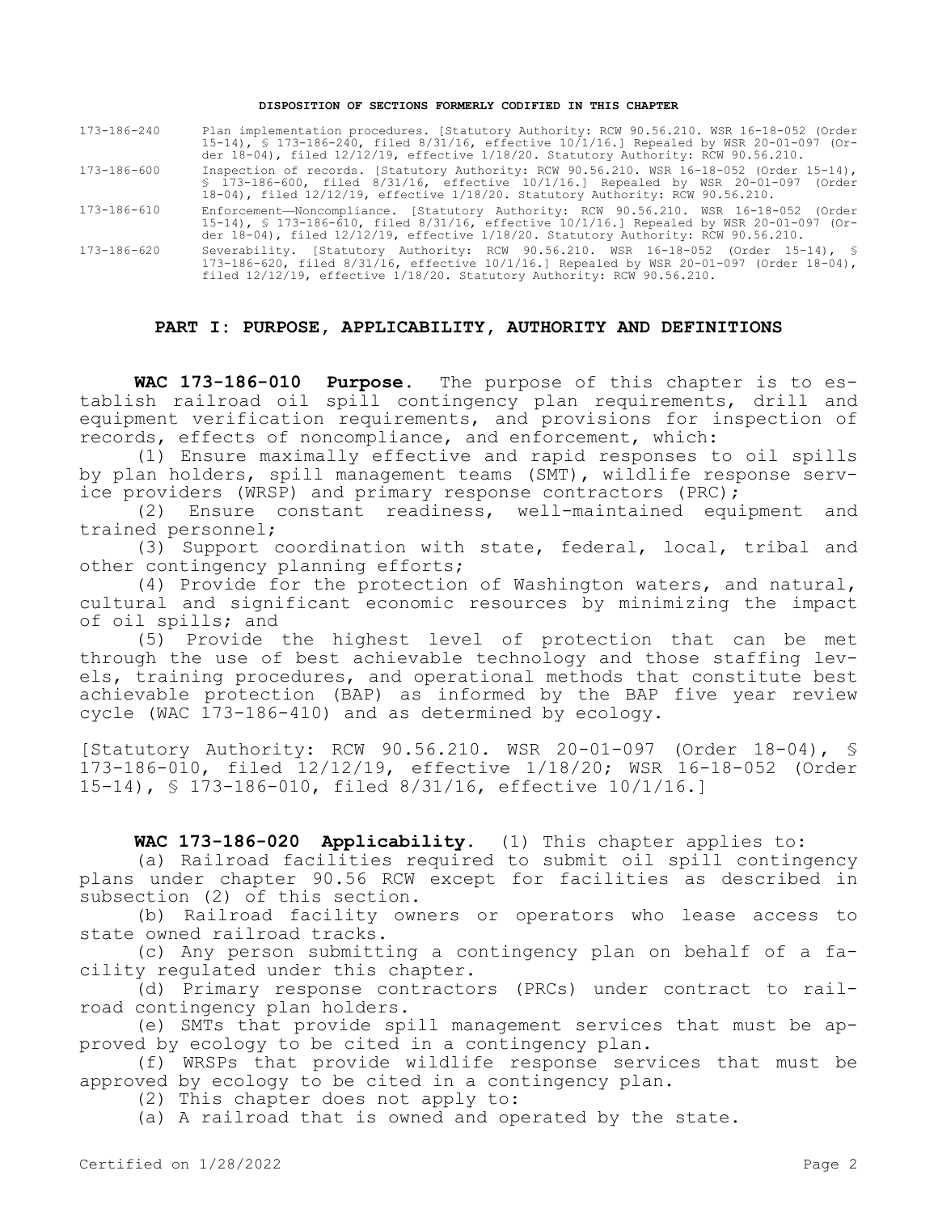**DISPOSITION OF SECTIONS FORMERLY CODIFIED IN THIS CHAPTER**

| | |
|---|---|
| 173-186-240 | Plan implementation procedures. [Statutory Authority: RCW 90.56.210. WSR 16-18-052 (Order 15-14), § 173-186-240, filed 8/31/16, effective 10/1/16.] Repealed by WSR 20-01-097 (Order 18-04), filed 12/12/19, effective 1/18/20. Statutory Authority: RCW 90.56.210. |
| 173-186-600 | Inspection of records. [Statutory Authority: RCW 90.56.210. WSR 16-18-052 (Order 15-14), § 173-186-600, filed 8/31/16, effective 10/1/16.] Repealed by WSR 20-01-097 (Order 18-04), filed 12/12/19, effective 1/18/20. Statutory Authority: RCW 90.56.210. |
| 173-186-610 | Enforcement—Noncompliance. [Statutory Authority: RCW 90.56.210. WSR 16-18-052 (Order 15-14), § 173-186-610, filed 8/31/16, effective 10/1/16.] Repealed by WSR 20-01-097 (Order 18-04), filed 12/12/19, effective 1/18/20. Statutory Authority: RCW 90.56.210. |
| 173-186-620 | Severability. [Statutory Authority: RCW 90.56.210. WSR 16-18-052 (Order 15-14), § 173-186-620, filed 8/31/16, effective 10/1/16.] Repealed by WSR 20-01-097 (Order 18-04), filed 12/12/19, effective 1/18/20. Statutory Authority: RCW 90.56.210. |

## PART I: PURPOSE, APPLICABILITY, AUTHORITY AND DEFINITIONS

**WAC 173-186-010 Purpose.** The purpose of this chapter is to establish railroad oil spill contingency plan requirements, drill and equipment verification requirements, and provisions for inspection of records, effects of noncompliance, and enforcement, which:

(1) Ensure maximally effective and rapid responses to oil spills by plan holders, spill management teams (SMT), wildlife response service providers (WRSP) and primary response contractors (PRC);

(2) Ensure constant readiness, well-maintained equipment and trained personnel;

(3) Support coordination with state, federal, local, tribal and other contingency planning efforts;

(4) Provide for the protection of Washington waters, and natural, cultural and significant economic resources by minimizing the impact of oil spills; and

(5) Provide the highest level of protection that can be met through the use of best achievable technology and those staffing levels, training procedures, and operational methods that constitute best achievable protection (BAP) as informed by the BAP five year review cycle (WAC 173-186-410) and as determined by ecology.

[Statutory Authority: RCW 90.56.210. WSR 20-01-097 (Order 18-04), § 173-186-010, filed 12/12/19, effective 1/18/20; WSR 16-18-052 (Order 15-14), § 173-186-010, filed 8/31/16, effective 10/1/16.]

**WAC 173-186-020 Applicability.** (1) This chapter applies to:

(a) Railroad facilities required to submit oil spill contingency plans under chapter 90.56 RCW except for facilities as described in subsection (2) of this section.

(b) Railroad facility owners or operators who lease access to state owned railroad tracks.

(c) Any person submitting a contingency plan on behalf of a facility regulated under this chapter.

(d) Primary response contractors (PRCs) under contract to railroad contingency plan holders.

(e) SMTs that provide spill management services that must be approved by ecology to be cited in a contingency plan.

(f) WRSPs that provide wildlife response services that must be approved by ecology to be cited in a contingency plan.

(2) This chapter does not apply to:

(a) A railroad that is owned and operated by the state.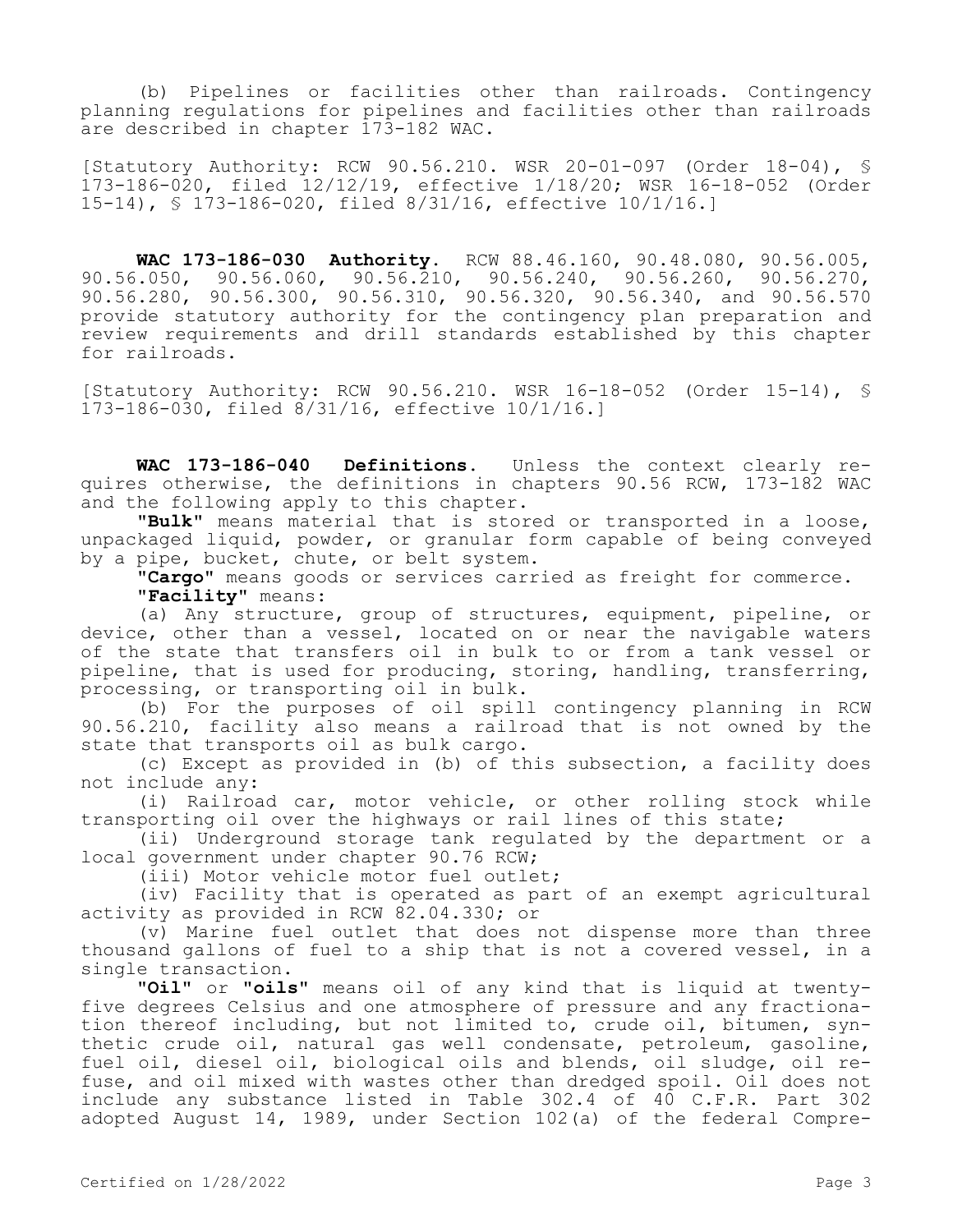(b) Pipelines or facilities other than railroads. Contingency planning regulations for pipelines and facilities other than railroads are described in chapter 173-182 WAC.

[Statutory Authority: RCW 90.56.210. WSR 20-01-097 (Order 18-04), § 173-186-020, filed 12/12/19, effective 1/18/20; WSR 16-18-052 (Order 15-14), § 173-186-020, filed 8/31/16, effective 10/1/16.]

**WAC 173-186-030 Authority.** RCW 88.46.160, 90.48.080, 90.56.005, 90.56.050, 90.56.060, 90.56.210, 90.56.240, 90.56.260, 90.56.270, 90.56.280, 90.56.300, 90.56.310, 90.56.320, 90.56.340, and 90.56.570 provide statutory authority for the contingency plan preparation and review requirements and drill standards established by this chapter for railroads.

[Statutory Authority: RCW 90.56.210. WSR 16-18-052 (Order 15-14), § 173-186-030, filed 8/31/16, effective 10/1/16.]

**WAC 173-186-040 Definitions.** Unless the context clearly requires otherwise, the definitions in chapters 90.56 RCW, 173-182 WAC and the following apply to this chapter.

"**Bulk**" means material that is stored or transported in a loose, unpackaged liquid, powder, or granular form capable of being conveyed by a pipe, bucket, chute, or belt system.

"**Cargo**" means goods or services carried as freight for commerce.

"**Facility**" means:

(a) Any structure, group of structures, equipment, pipeline, or device, other than a vessel, located on or near the navigable waters of the state that transfers oil in bulk to or from a tank vessel or pipeline, that is used for producing, storing, handling, transferring, processing, or transporting oil in bulk.

(b) For the purposes of oil spill contingency planning in RCW 90.56.210, facility also means a railroad that is not owned by the state that transports oil as bulk cargo.

(c) Except as provided in (b) of this subsection, a facility does not include any:

(i) Railroad car, motor vehicle, or other rolling stock while transporting oil over the highways or rail lines of this state;

(ii) Underground storage tank regulated by the department or a local government under chapter 90.76 RCW;

(iii) Motor vehicle motor fuel outlet;

(iv) Facility that is operated as part of an exempt agricultural activity as provided in RCW 82.04.330; or

(v) Marine fuel outlet that does not dispense more than three thousand gallons of fuel to a ship that is not a covered vessel, in a single transaction.

"**Oil**" or "**oils**" means oil of any kind that is liquid at twenty-five degrees Celsius and one atmosphere of pressure and any fractionation thereof including, but not limited to, crude oil, bitumen, synthetic crude oil, natural gas well condensate, petroleum, gasoline, fuel oil, diesel oil, biological oils and blends, oil sludge, oil refuse, and oil mixed with wastes other than dredged spoil. Oil does not include any substance listed in Table 302.4 of 40 C.F.R. Part 302 adopted August 14, 1989, under Section 102(a) of the federal Compre-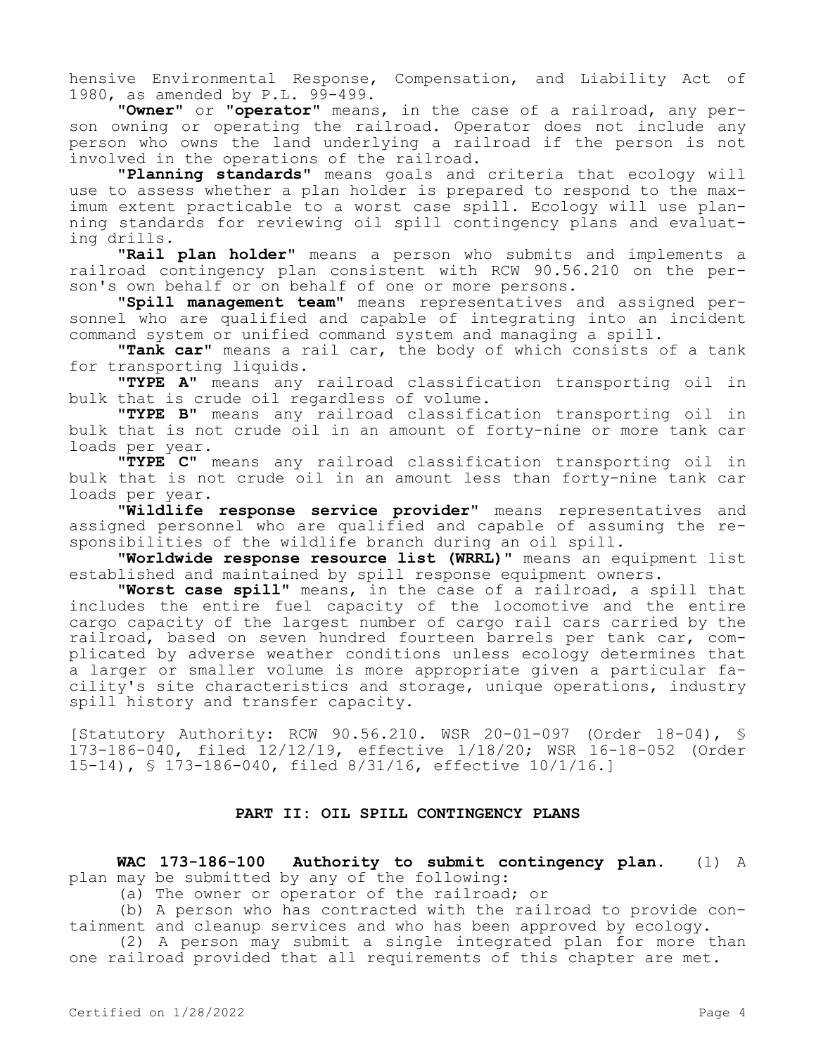hensive Environmental Response, Compensation, and Liability Act of 1980, as amended by P.L. 99-499.

**"Owner"** or **"operator"** means, in the case of a railroad, any person owning or operating the railroad. Operator does not include any person who owns the land underlying a railroad if the person is not involved in the operations of the railroad.

**"Planning standards"** means goals and criteria that ecology will use to assess whether a plan holder is prepared to respond to the maximum extent practicable to a worst case spill. Ecology will use planning standards for reviewing oil spill contingency plans and evaluating drills.

**"Rail plan holder"** means a person who submits and implements a railroad contingency plan consistent with RCW 90.56.210 on the person's own behalf or on behalf of one or more persons.

**"Spill management team"** means representatives and assigned personnel who are qualified and capable of integrating into an incident command system or unified command system and managing a spill.

**"Tank car"** means a rail car, the body of which consists of a tank for transporting liquids.

**"TYPE A"** means any railroad classification transporting oil in bulk that is crude oil regardless of volume.

**"TYPE B"** means any railroad classification transporting oil in bulk that is not crude oil in an amount of forty-nine or more tank car loads per year.

**"TYPE C"** means any railroad classification transporting oil in bulk that is not crude oil in an amount less than forty-nine tank car loads per year.

**"Wildlife response service provider"** means representatives and assigned personnel who are qualified and capable of assuming the responsibilities of the wildlife branch during an oil spill.

**"Worldwide response resource list (WRRL)"** means an equipment list established and maintained by spill response equipment owners.

**"Worst case spill"** means, in the case of a railroad, a spill that includes the entire fuel capacity of the locomotive and the entire cargo capacity of the largest number of cargo rail cars carried by the railroad, based on seven hundred fourteen barrels per tank car, complicated by adverse weather conditions unless ecology determines that a larger or smaller volume is more appropriate given a particular facility's site characteristics and storage, unique operations, industry spill history and transfer capacity.

[Statutory Authority: RCW 90.56.210. WSR 20-01-097 (Order 18-04), § 173-186-040, filed 12/12/19, effective 1/18/20; WSR 16-18-052 (Order 15-14), § 173-186-040, filed 8/31/16, effective 10/1/16.]

## PART II: OIL SPILL CONTINGENCY PLANS

**WAC 173-186-100 Authority to submit contingency plan.** (1) A plan may be submitted by any of the following:

(a) The owner or operator of the railroad; or

(b) A person who has contracted with the railroad to provide containment and cleanup services and who has been approved by ecology.

(2) A person may submit a single integrated plan for more than one railroad provided that all requirements of this chapter are met.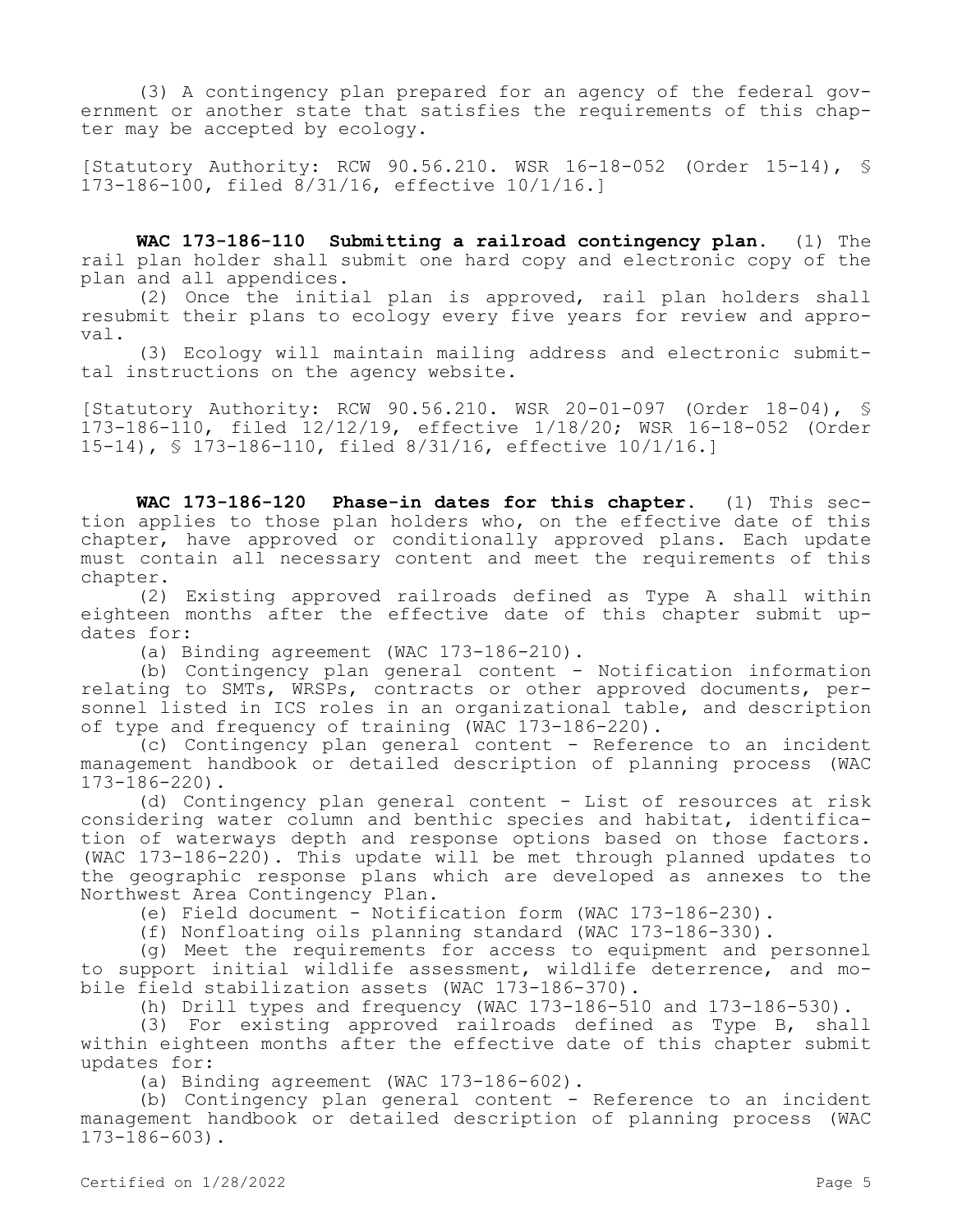(3) A contingency plan prepared for an agency of the federal government or another state that satisfies the requirements of this chapter may be accepted by ecology.

[Statutory Authority: RCW 90.56.210. WSR 16-18-052 (Order 15-14), § 173-186-100, filed 8/31/16, effective 10/1/16.]

**WAC 173-186-110 Submitting a railroad contingency plan.** (1) The rail plan holder shall submit one hard copy and electronic copy of the plan and all appendices.

(2) Once the initial plan is approved, rail plan holders shall resubmit their plans to ecology every five years for review and approval.

(3) Ecology will maintain mailing address and electronic submittal instructions on the agency website.

[Statutory Authority: RCW 90.56.210. WSR 20-01-097 (Order 18-04), § 173-186-110, filed 12/12/19, effective 1/18/20; WSR 16-18-052 (Order 15-14), § 173-186-110, filed 8/31/16, effective 10/1/16.]

**WAC 173-186-120 Phase-in dates for this chapter.** (1) This section applies to those plan holders who, on the effective date of this chapter, have approved or conditionally approved plans. Each update must contain all necessary content and meet the requirements of this chapter.

(2) Existing approved railroads defined as Type A shall within eighteen months after the effective date of this chapter submit updates for:

(a) Binding agreement (WAC 173-186-210).

(b) Contingency plan general content - Notification information relating to SMTs, WRSPs, contracts or other approved documents, personnel listed in ICS roles in an organizational table, and description of type and frequency of training (WAC 173-186-220).

(c) Contingency plan general content - Reference to an incident management handbook or detailed description of planning process (WAC 173-186-220).

(d) Contingency plan general content - List of resources at risk considering water column and benthic species and habitat, identification of waterways depth and response options based on those factors. (WAC 173-186-220). This update will be met through planned updates to the geographic response plans which are developed as annexes to the Northwest Area Contingency Plan.

(e) Field document - Notification form (WAC 173-186-230).

(f) Nonfloating oils planning standard (WAC 173-186-330).

(g) Meet the requirements for access to equipment and personnel to support initial wildlife assessment, wildlife deterrence, and mobile field stabilization assets (WAC 173-186-370).

(h) Drill types and frequency (WAC 173-186-510 and 173-186-530).

(3) For existing approved railroads defined as Type B, shall within eighteen months after the effective date of this chapter submit updates for:

(a) Binding agreement (WAC 173-186-602).

(b) Contingency plan general content - Reference to an incident management handbook or detailed description of planning process (WAC 173-186-603).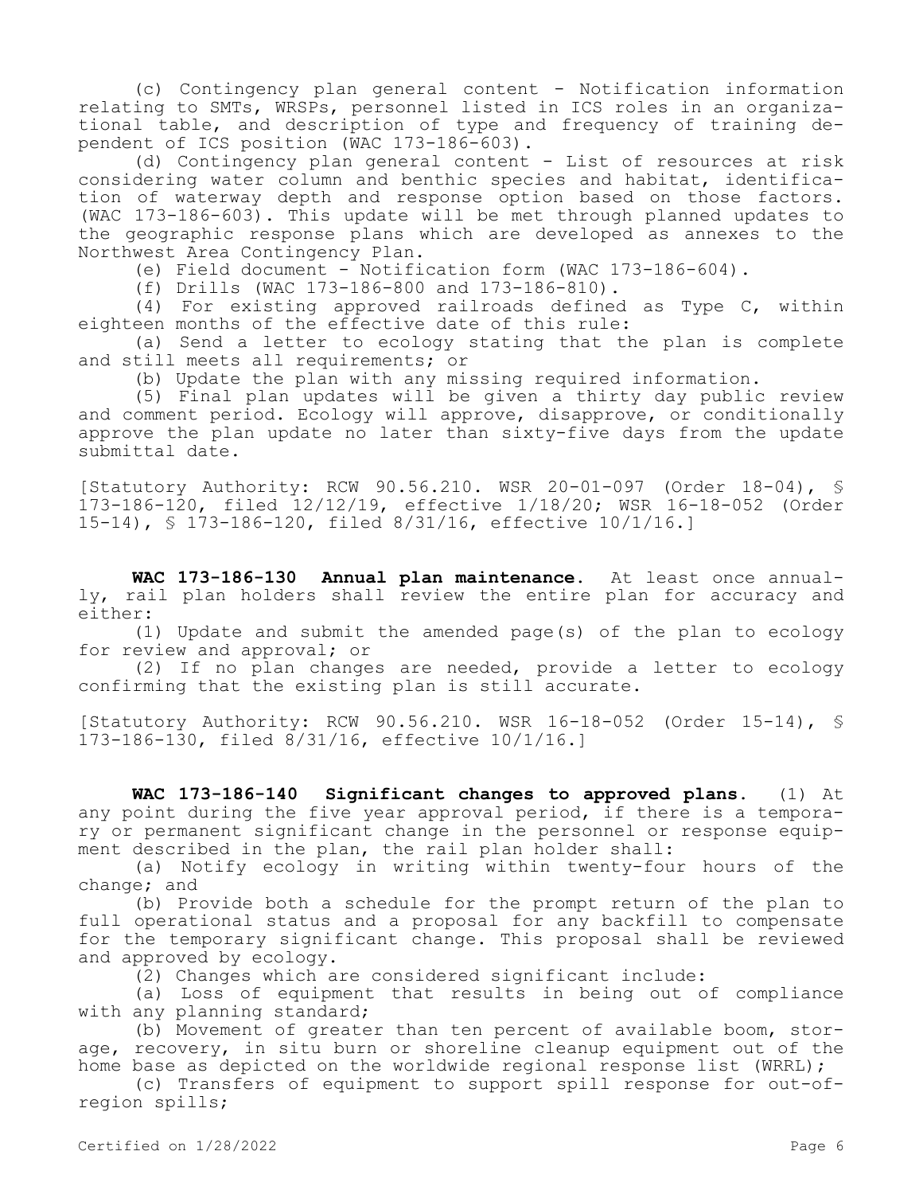(c) Contingency plan general content - Notification information relating to SMTs, WRSPs, personnel listed in ICS roles in an organizational table, and description of type and frequency of training dependent of ICS position (WAC 173-186-603).

(d) Contingency plan general content - List of resources at risk considering water column and benthic species and habitat, identification of waterway depth and response option based on those factors. (WAC 173-186-603). This update will be met through planned updates to the geographic response plans which are developed as annexes to the Northwest Area Contingency Plan.

(e) Field document - Notification form (WAC 173-186-604).

(f) Drills (WAC 173-186-800 and 173-186-810).

(4) For existing approved railroads defined as Type C, within eighteen months of the effective date of this rule:

(a) Send a letter to ecology stating that the plan is complete and still meets all requirements; or

(b) Update the plan with any missing required information.

(5) Final plan updates will be given a thirty day public review and comment period. Ecology will approve, disapprove, or conditionally approve the plan update no later than sixty-five days from the update submittal date.

[Statutory Authority: RCW 90.56.210. WSR 20-01-097 (Order 18-04), § 173-186-120, filed 12/12/19, effective 1/18/20; WSR 16-18-052 (Order 15-14), § 173-186-120, filed 8/31/16, effective 10/1/16.]

**WAC 173-186-130 Annual plan maintenance.** At least once annually, rail plan holders shall review the entire plan for accuracy and either:

(1) Update and submit the amended page(s) of the plan to ecology for review and approval; or

(2) If no plan changes are needed, provide a letter to ecology confirming that the existing plan is still accurate.

[Statutory Authority: RCW 90.56.210. WSR 16-18-052 (Order 15-14), § 173-186-130, filed 8/31/16, effective 10/1/16.]

**WAC 173-186-140 Significant changes to approved plans.** (1) At any point during the five year approval period, if there is a temporary or permanent significant change in the personnel or response equipment described in the plan, the rail plan holder shall:

(a) Notify ecology in writing within twenty-four hours of the change; and

(b) Provide both a schedule for the prompt return of the plan to full operational status and a proposal for any backfill to compensate for the temporary significant change. This proposal shall be reviewed and approved by ecology.

(2) Changes which are considered significant include:

(a) Loss of equipment that results in being out of compliance with any planning standard;

(b) Movement of greater than ten percent of available boom, storage, recovery, in situ burn or shoreline cleanup equipment out of the home base as depicted on the worldwide regional response list (WRRL);

(c) Transfers of equipment to support spill response for out-of-region spills;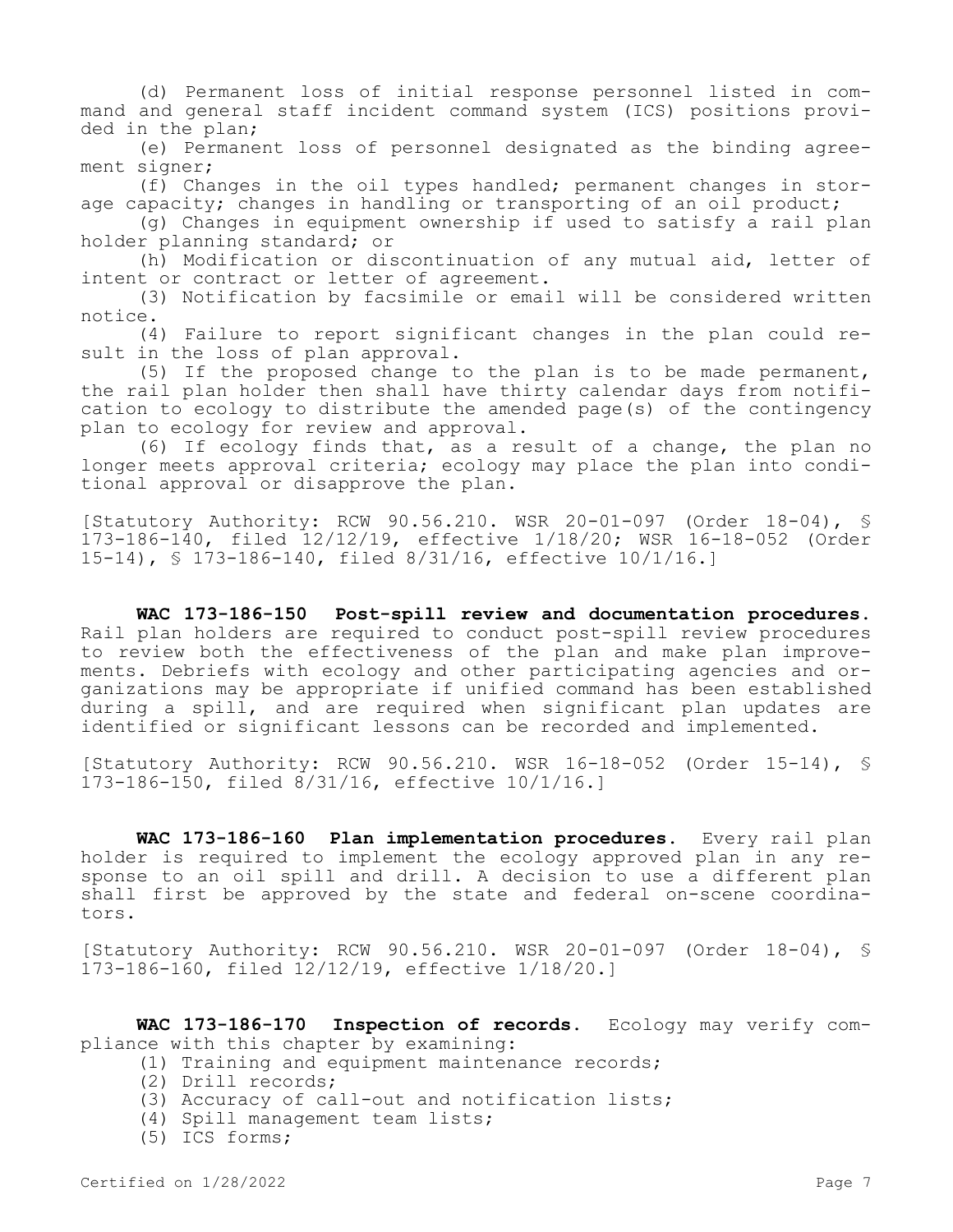(d) Permanent loss of initial response personnel listed in command and general staff incident command system (ICS) positions provided in the plan;

(e) Permanent loss of personnel designated as the binding agreement signer;

(f) Changes in the oil types handled; permanent changes in storage capacity; changes in handling or transporting of an oil product;

(g) Changes in equipment ownership if used to satisfy a rail plan holder planning standard; or

(h) Modification or discontinuation of any mutual aid, letter of intent or contract or letter of agreement.

(3) Notification by facsimile or email will be considered written notice.

(4) Failure to report significant changes in the plan could result in the loss of plan approval.

(5) If the proposed change to the plan is to be made permanent, the rail plan holder then shall have thirty calendar days from notification to ecology to distribute the amended page(s) of the contingency plan to ecology for review and approval.

(6) If ecology finds that, as a result of a change, the plan no longer meets approval criteria; ecology may place the plan into conditional approval or disapprove the plan.

[Statutory Authority: RCW 90.56.210. WSR 20-01-097 (Order 18-04), § 173-186-140, filed 12/12/19, effective 1/18/20; WSR 16-18-052 (Order 15-14), § 173-186-140, filed 8/31/16, effective 10/1/16.]

**WAC 173-186-150 Post-spill review and documentation procedures.** Rail plan holders are required to conduct post-spill review procedures to review both the effectiveness of the plan and make plan improvements. Debriefs with ecology and other participating agencies and organizations may be appropriate if unified command has been established during a spill, and are required when significant plan updates are identified or significant lessons can be recorded and implemented.

[Statutory Authority: RCW 90.56.210. WSR 16-18-052 (Order 15-14), § 173-186-150, filed 8/31/16, effective 10/1/16.]

**WAC 173-186-160 Plan implementation procedures.** Every rail plan holder is required to implement the ecology approved plan in any response to an oil spill and drill. A decision to use a different plan shall first be approved by the state and federal on-scene coordinators.

[Statutory Authority: RCW 90.56.210. WSR 20-01-097 (Order 18-04), § 173-186-160, filed 12/12/19, effective 1/18/20.]

**WAC 173-186-170 Inspection of records.** Ecology may verify compliance with this chapter by examining:

(1) Training and equipment maintenance records;

(2) Drill records;

(3) Accuracy of call-out and notification lists;

(4) Spill management team lists;

(5) ICS forms;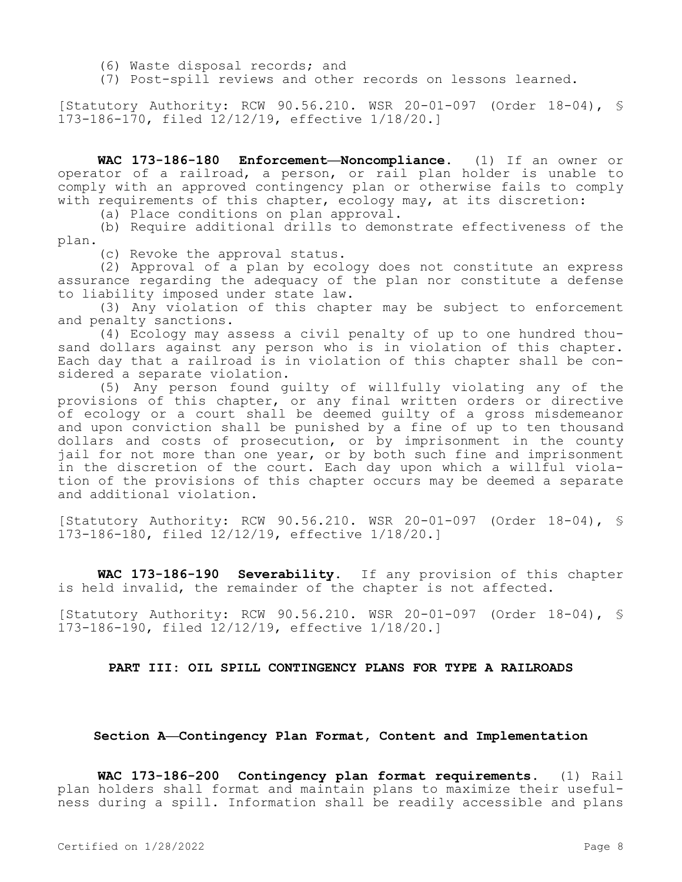(6) Waste disposal records; and

(7) Post-spill reviews and other records on lessons learned.

[Statutory Authority: RCW 90.56.210. WSR 20-01-097 (Order 18-04), § 173-186-170, filed 12/12/19, effective 1/18/20.]

**WAC 173-186-180 Enforcement—Noncompliance.** (1) If an owner or operator of a railroad, a person, or rail plan holder is unable to comply with an approved contingency plan or otherwise fails to comply with requirements of this chapter, ecology may, at its discretion:

(a) Place conditions on plan approval.

(b) Require additional drills to demonstrate effectiveness of the plan.

(c) Revoke the approval status.

(2) Approval of a plan by ecology does not constitute an express assurance regarding the adequacy of the plan nor constitute a defense to liability imposed under state law.

(3) Any violation of this chapter may be subject to enforcement and penalty sanctions.

(4) Ecology may assess a civil penalty of up to one hundred thousand dollars against any person who is in violation of this chapter. Each day that a railroad is in violation of this chapter shall be considered a separate violation.

(5) Any person found guilty of willfully violating any of the provisions of this chapter, or any final written orders or directive of ecology or a court shall be deemed guilty of a gross misdemeanor and upon conviction shall be punished by a fine of up to ten thousand dollars and costs of prosecution, or by imprisonment in the county jail for not more than one year, or by both such fine and imprisonment in the discretion of the court. Each day upon which a willful violation of the provisions of this chapter occurs may be deemed a separate and additional violation.

[Statutory Authority: RCW 90.56.210. WSR 20-01-097 (Order 18-04), § 173-186-180, filed 12/12/19, effective 1/18/20.]

**WAC 173-186-190 Severability.** If any provision of this chapter is held invalid, the remainder of the chapter is not affected.

[Statutory Authority: RCW 90.56.210. WSR 20-01-097 (Order 18-04), § 173-186-190, filed 12/12/19, effective 1/18/20.]

## PART III: OIL SPILL CONTINGENCY PLANS FOR TYPE A RAILROADS

### Section A—Contingency Plan Format, Content and Implementation

**WAC 173-186-200 Contingency plan format requirements.** (1) Rail plan holders shall format and maintain plans to maximize their usefulness during a spill. Information shall be readily accessible and plans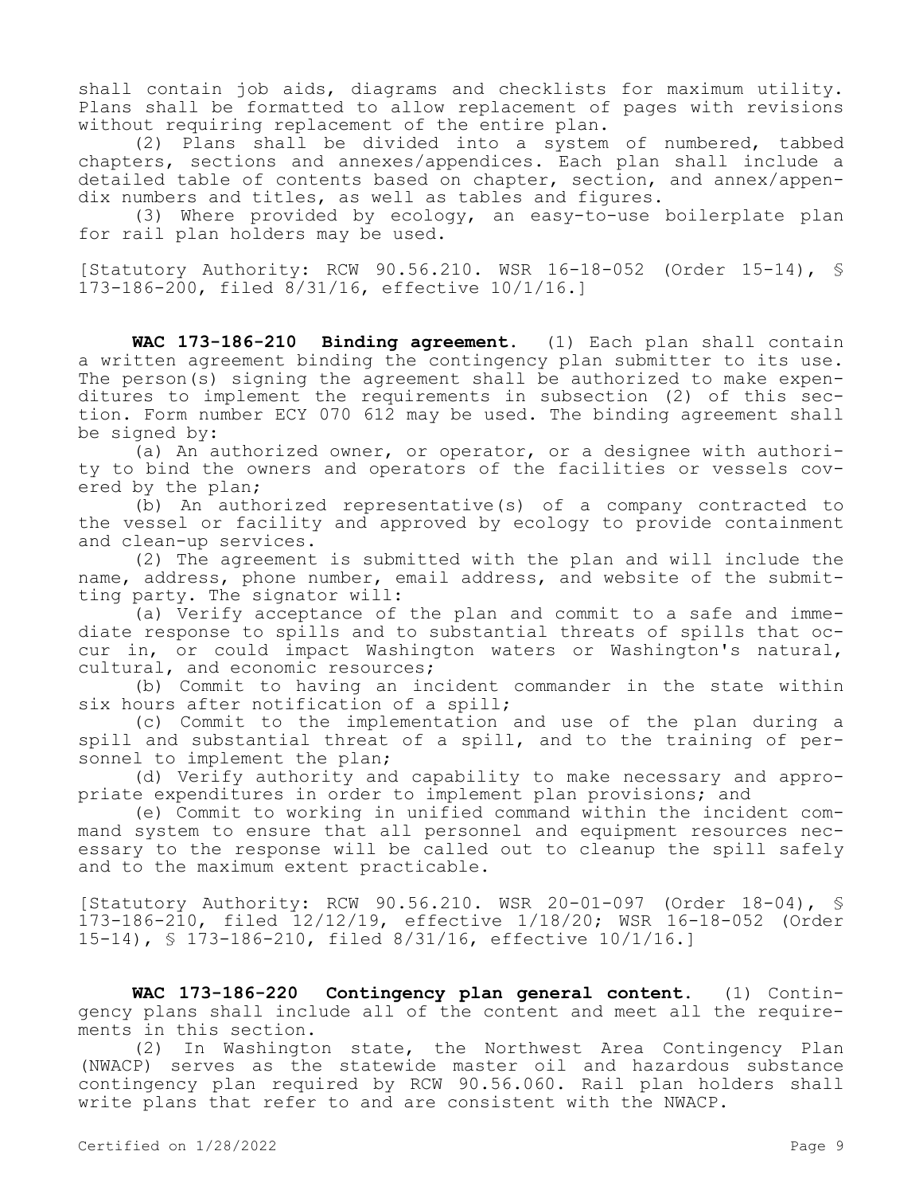shall contain job aids, diagrams and checklists for maximum utility. Plans shall be formatted to allow replacement of pages with revisions without requiring replacement of the entire plan.

(2) Plans shall be divided into a system of numbered, tabbed chapters, sections and annexes/appendices. Each plan shall include a detailed table of contents based on chapter, section, and annex/appendix numbers and titles, as well as tables and figures.

(3) Where provided by ecology, an easy-to-use boilerplate plan for rail plan holders may be used.

[Statutory Authority: RCW 90.56.210. WSR 16-18-052 (Order 15-14), § 173-186-200, filed 8/31/16, effective 10/1/16.]

**WAC 173-186-210 Binding agreement.** (1) Each plan shall contain a written agreement binding the contingency plan submitter to its use. The person(s) signing the agreement shall be authorized to make expenditures to implement the requirements in subsection (2) of this section. Form number ECY 070 612 may be used. The binding agreement shall be signed by:

(a) An authorized owner, or operator, or a designee with authority to bind the owners and operators of the facilities or vessels covered by the plan;

(b) An authorized representative(s) of a company contracted to the vessel or facility and approved by ecology to provide containment and clean-up services.

(2) The agreement is submitted with the plan and will include the name, address, phone number, email address, and website of the submitting party. The signator will:

(a) Verify acceptance of the plan and commit to a safe and immediate response to spills and to substantial threats of spills that occur in, or could impact Washington waters or Washington's natural, cultural, and economic resources;

(b) Commit to having an incident commander in the state within six hours after notification of a spill;

(c) Commit to the implementation and use of the plan during a spill and substantial threat of a spill, and to the training of personnel to implement the plan;

(d) Verify authority and capability to make necessary and appropriate expenditures in order to implement plan provisions; and

(e) Commit to working in unified command within the incident command system to ensure that all personnel and equipment resources necessary to the response will be called out to cleanup the spill safely and to the maximum extent practicable.

[Statutory Authority: RCW 90.56.210. WSR 20-01-097 (Order 18-04), § 173-186-210, filed 12/12/19, effective 1/18/20; WSR 16-18-052 (Order 15-14), § 173-186-210, filed 8/31/16, effective 10/1/16.]

**WAC 173-186-220 Contingency plan general content.** (1) Contingency plans shall include all of the content and meet all the requirements in this section.

(2) In Washington state, the Northwest Area Contingency Plan (NWACP) serves as the statewide master oil and hazardous substance contingency plan required by RCW 90.56.060. Rail plan holders shall write plans that refer to and are consistent with the NWACP.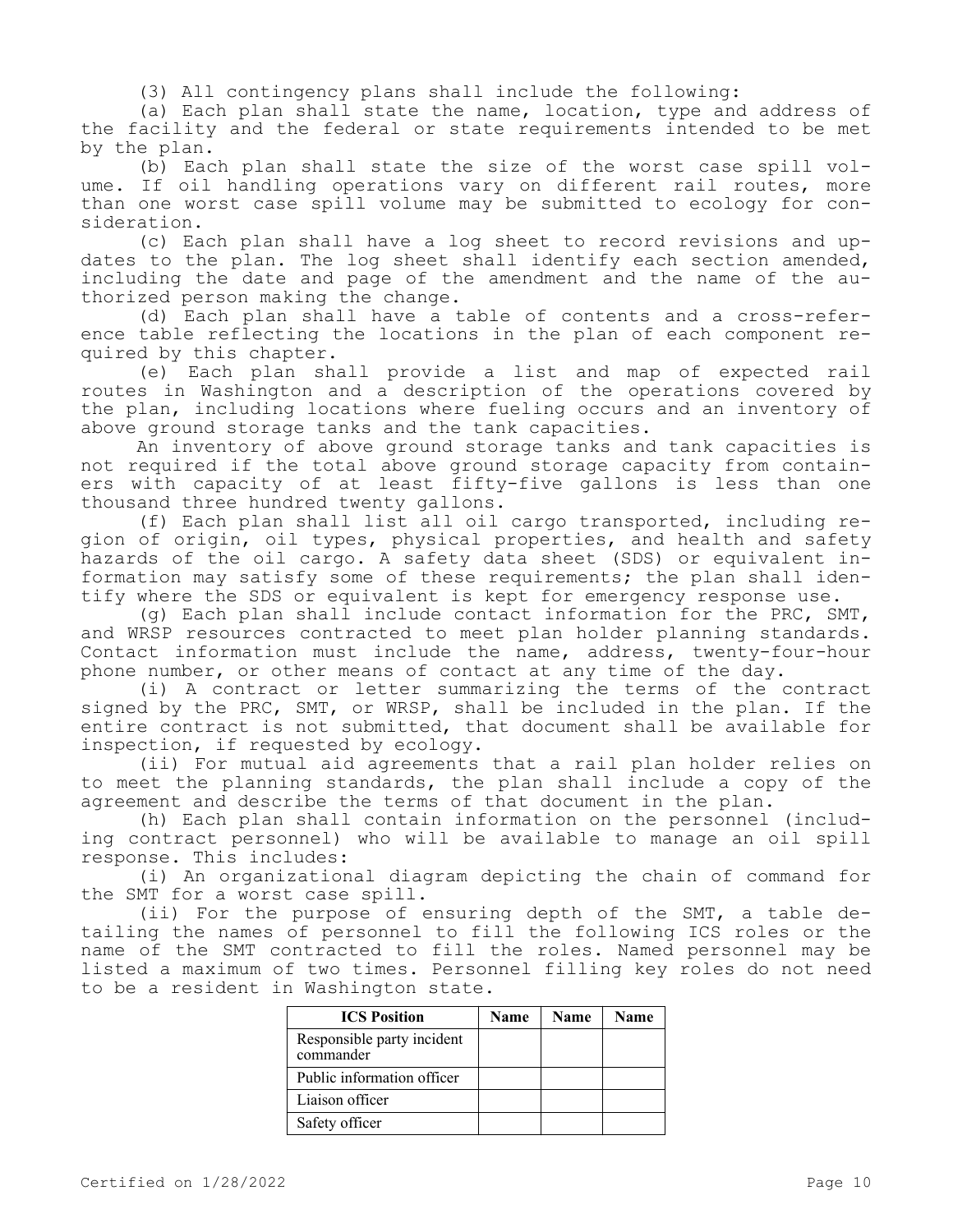(3) All contingency plans shall include the following:

(a) Each plan shall state the name, location, type and address of the facility and the federal or state requirements intended to be met by the plan.

(b) Each plan shall state the size of the worst case spill volume. If oil handling operations vary on different rail routes, more than one worst case spill volume may be submitted to ecology for consideration.

(c) Each plan shall have a log sheet to record revisions and updates to the plan. The log sheet shall identify each section amended, including the date and page of the amendment and the name of the authorized person making the change.

(d) Each plan shall have a table of contents and a cross-reference table reflecting the locations in the plan of each component required by this chapter.

(e) Each plan shall provide a list and map of expected rail routes in Washington and a description of the operations covered by the plan, including locations where fueling occurs and an inventory of above ground storage tanks and the tank capacities.

An inventory of above ground storage tanks and tank capacities is not required if the total above ground storage capacity from containers with capacity of at least fifty-five gallons is less than one thousand three hundred twenty gallons.

(f) Each plan shall list all oil cargo transported, including region of origin, oil types, physical properties, and health and safety hazards of the oil cargo. A safety data sheet (SDS) or equivalent information may satisfy some of these requirements; the plan shall identify where the SDS or equivalent is kept for emergency response use.

(g) Each plan shall include contact information for the PRC, SMT, and WRSP resources contracted to meet plan holder planning standards. Contact information must include the name, address, twenty-four-hour phone number, or other means of contact at any time of the day.

(i) A contract or letter summarizing the terms of the contract signed by the PRC, SMT, or WRSP, shall be included in the plan. If the entire contract is not submitted, that document shall be available for inspection, if requested by ecology.

(ii) For mutual aid agreements that a rail plan holder relies on to meet the planning standards, the plan shall include a copy of the agreement and describe the terms of that document in the plan.

(h) Each plan shall contain information on the personnel (including contract personnel) who will be available to manage an oil spill response. This includes:

(i) An organizational diagram depicting the chain of command for the SMT for a worst case spill.

(ii) For the purpose of ensuring depth of the SMT, a table detailing the names of personnel to fill the following ICS roles or the name of the SMT contracted to fill the roles. Named personnel may be listed a maximum of two times. Personnel filling key roles do not need to be a resident in Washington state.

| ICS Position | Name | Name | Name |
|---|---|---|---|
| Responsible party incident commander | | | |
| Public information officer | | | |
| Liaison officer | | | |
| Safety officer | | | |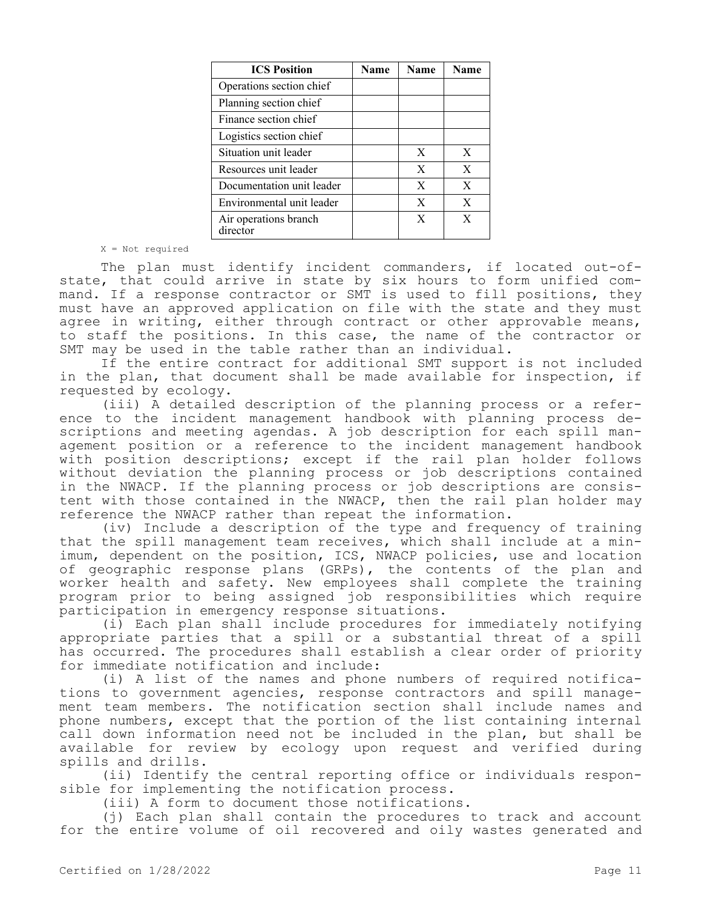| ICS Position | Name | Name | Name |
|---|---|---|---|
| Operations section chief | | | |
| Planning section chief | | | |
| Finance section chief | | | |
| Logistics section chief | | | |
| Situation unit leader | | X | X |
| Resources unit leader | | X | X |
| Documentation unit leader | | X | X |
| Environmental unit leader | | X | X |
| Air operations branch director | | X | X |

X = Not required

The plan must identify incident commanders, if located out-of-state, that could arrive in state by six hours to form unified command. If a response contractor or SMT is used to fill positions, they must have an approved application on file with the state and they must agree in writing, either through contract or other approvable means, to staff the positions. In this case, the name of the contractor or SMT may be used in the table rather than an individual.

If the entire contract for additional SMT support is not included in the plan, that document shall be made available for inspection, if requested by ecology.

(iii) A detailed description of the planning process or a reference to the incident management handbook with planning process descriptions and meeting agendas. A job description for each spill management position or a reference to the incident management handbook with position descriptions; except if the rail plan holder follows without deviation the planning process or job descriptions contained in the NWACP. If the planning process or job descriptions are consistent with those contained in the NWACP, then the rail plan holder may reference the NWACP rather than repeat the information.

(iv) Include a description of the type and frequency of training that the spill management team receives, which shall include at a minimum, dependent on the position, ICS, NWACP policies, use and location of geographic response plans (GRPs), the contents of the plan and worker health and safety. New employees shall complete the training program prior to being assigned job responsibilities which require participation in emergency response situations.

(i) Each plan shall include procedures for immediately notifying appropriate parties that a spill or a substantial threat of a spill has occurred. The procedures shall establish a clear order of priority for immediate notification and include:

(i) A list of the names and phone numbers of required notifications to government agencies, response contractors and spill management team members. The notification section shall include names and phone numbers, except that the portion of the list containing internal call down information need not be included in the plan, but shall be available for review by ecology upon request and verified during spills and drills.

(ii) Identify the central reporting office or individuals responsible for implementing the notification process.

(iii) A form to document those notifications.

(j) Each plan shall contain the procedures to track and account for the entire volume of oil recovered and oily wastes generated and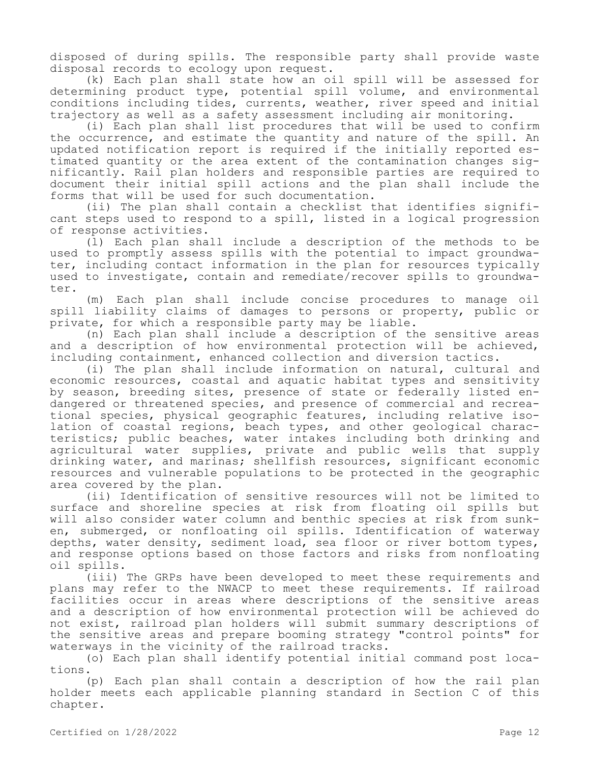disposed of during spills. The responsible party shall provide waste disposal records to ecology upon request.

(k) Each plan shall state how an oil spill will be assessed for determining product type, potential spill volume, and environmental conditions including tides, currents, weather, river speed and initial trajectory as well as a safety assessment including air monitoring.

(i) Each plan shall list procedures that will be used to confirm the occurrence, and estimate the quantity and nature of the spill. An updated notification report is required if the initially reported estimated quantity or the area extent of the contamination changes significantly. Rail plan holders and responsible parties are required to document their initial spill actions and the plan shall include the forms that will be used for such documentation.

(ii) The plan shall contain a checklist that identifies significant steps used to respond to a spill, listed in a logical progression of response activities.

(l) Each plan shall include a description of the methods to be used to promptly assess spills with the potential to impact groundwater, including contact information in the plan for resources typically used to investigate, contain and remediate/recover spills to groundwater.

(m) Each plan shall include concise procedures to manage oil spill liability claims of damages to persons or property, public or private, for which a responsible party may be liable.

(n) Each plan shall include a description of the sensitive areas and a description of how environmental protection will be achieved, including containment, enhanced collection and diversion tactics.

(i) The plan shall include information on natural, cultural and economic resources, coastal and aquatic habitat types and sensitivity by season, breeding sites, presence of state or federally listed endangered or threatened species, and presence of commercial and recreational species, physical geographic features, including relative isolation of coastal regions, beach types, and other geological characteristics; public beaches, water intakes including both drinking and agricultural water supplies, private and public wells that supply drinking water, and marinas; shellfish resources, significant economic resources and vulnerable populations to be protected in the geographic area covered by the plan.

(ii) Identification of sensitive resources will not be limited to surface and shoreline species at risk from floating oil spills but will also consider water column and benthic species at risk from sunken, submerged, or nonfloating oil spills. Identification of waterway depths, water density, sediment load, sea floor or river bottom types, and response options based on those factors and risks from nonfloating oil spills.

(iii) The GRPs have been developed to meet these requirements and plans may refer to the NWACP to meet these requirements. If railroad facilities occur in areas where descriptions of the sensitive areas and a description of how environmental protection will be achieved do not exist, railroad plan holders will submit summary descriptions of the sensitive areas and prepare booming strategy "control points" for waterways in the vicinity of the railroad tracks.

(o) Each plan shall identify potential initial command post locations.

(p) Each plan shall contain a description of how the rail plan holder meets each applicable planning standard in Section C of this chapter.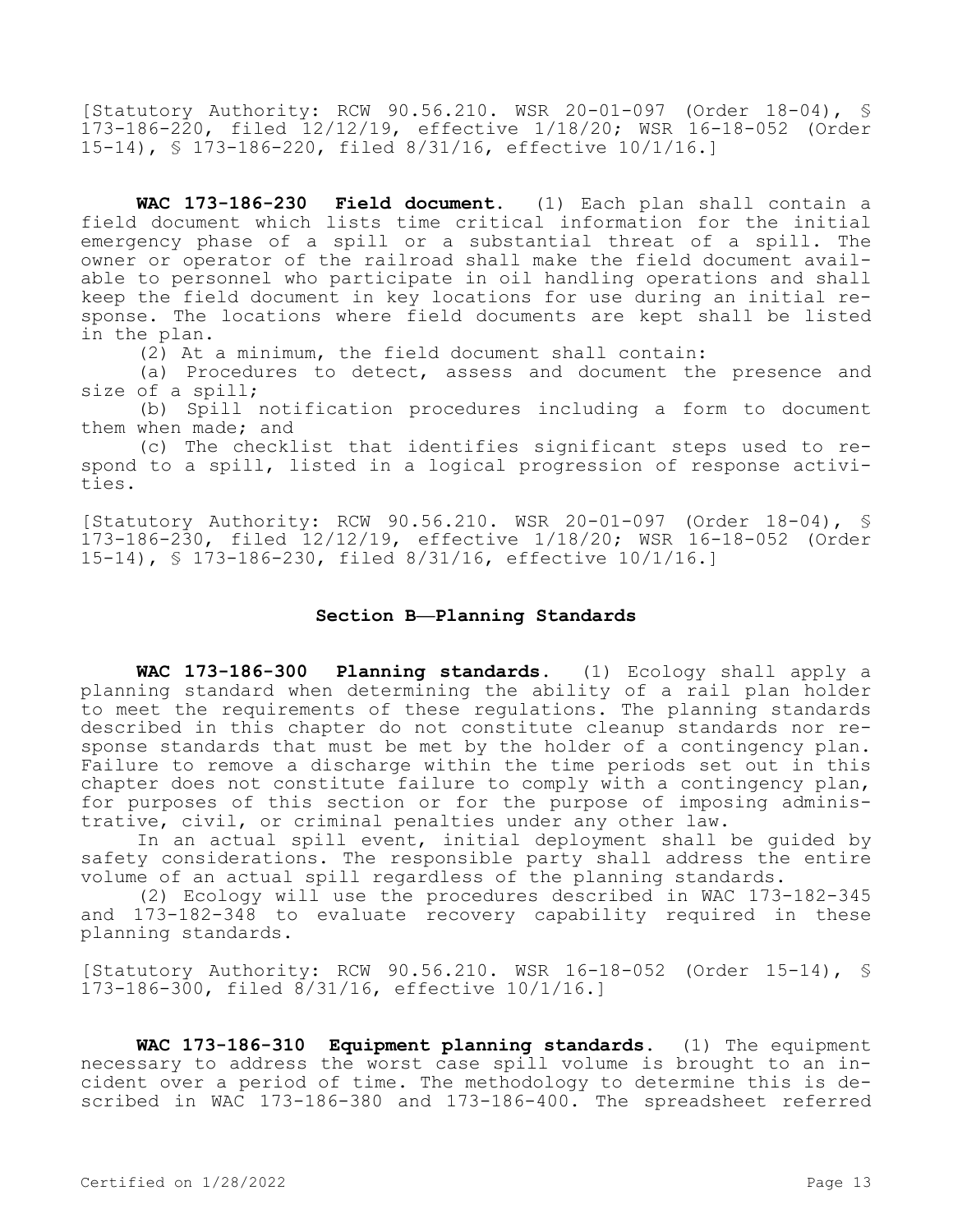[Statutory Authority: RCW 90.56.210. WSR 20-01-097 (Order 18-04), § 173-186-220, filed 12/12/19, effective 1/18/20; WSR 16-18-052 (Order 15-14), § 173-186-220, filed 8/31/16, effective 10/1/16.]

**WAC 173-186-230 Field document.** (1) Each plan shall contain a field document which lists time critical information for the initial emergency phase of a spill or a substantial threat of a spill. The owner or operator of the railroad shall make the field document available to personnel who participate in oil handling operations and shall keep the field document in key locations for use during an initial response. The locations where field documents are kept shall be listed in the plan.

(2) At a minimum, the field document shall contain:

(a) Procedures to detect, assess and document the presence and size of a spill;

(b) Spill notification procedures including a form to document them when made; and

(c) The checklist that identifies significant steps used to respond to a spill, listed in a logical progression of response activities.

[Statutory Authority: RCW 90.56.210. WSR 20-01-097 (Order 18-04), § 173-186-230, filed 12/12/19, effective 1/18/20; WSR 16-18-052 (Order 15-14), § 173-186-230, filed 8/31/16, effective 10/1/16.]

## Section B—Planning Standards

**WAC 173-186-300 Planning standards.** (1) Ecology shall apply a planning standard when determining the ability of a rail plan holder to meet the requirements of these regulations. The planning standards described in this chapter do not constitute cleanup standards nor response standards that must be met by the holder of a contingency plan. Failure to remove a discharge within the time periods set out in this chapter does not constitute failure to comply with a contingency plan, for purposes of this section or for the purpose of imposing administrative, civil, or criminal penalties under any other law.

In an actual spill event, initial deployment shall be guided by safety considerations. The responsible party shall address the entire volume of an actual spill regardless of the planning standards.

(2) Ecology will use the procedures described in WAC 173-182-345 and 173-182-348 to evaluate recovery capability required in these planning standards.

[Statutory Authority: RCW 90.56.210. WSR 16-18-052 (Order 15-14), § 173-186-300, filed 8/31/16, effective 10/1/16.]

**WAC 173-186-310 Equipment planning standards.** (1) The equipment necessary to address the worst case spill volume is brought to an incident over a period of time. The methodology to determine this is described in WAC 173-186-380 and 173-186-400. The spreadsheet referred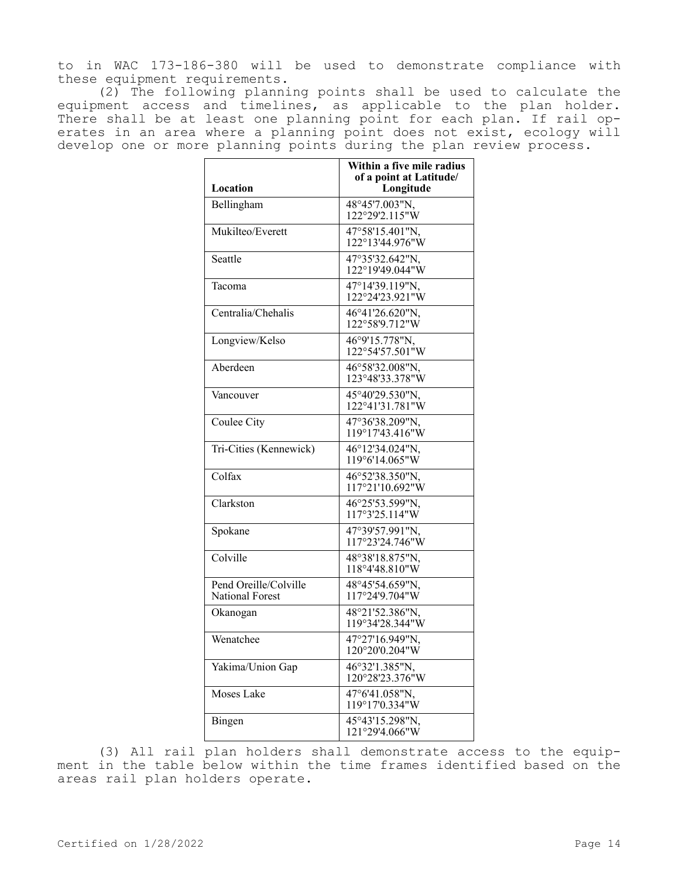to in WAC 173-186-380 will be used to demonstrate compliance with these equipment requirements.

(2) The following planning points shall be used to calculate the equipment access and timelines, as applicable to the plan holder. There shall be at least one planning point for each plan. If rail operates in an area where a planning point does not exist, ecology will develop one or more planning points during the plan review process.

| Location | Within a five mile radius of a point at Latitude/ Longitude |
|---|---|
| Bellingham | 48°45'7.003"N, 122°29'2.115"W |
| Mukilteo/Everett | 47°58'15.401"N, 122°13'44.976"W |
| Seattle | 47°35'32.642"N, 122°19'49.044"W |
| Tacoma | 47°14'39.119"N, 122°24'23.921"W |
| Centralia/Chehalis | 46°41'26.620"N, 122°58'9.712"W |
| Longview/Kelso | 46°9'15.778"N, 122°54'57.501"W |
| Aberdeen | 46°58'32.008"N, 123°48'33.378"W |
| Vancouver | 45°40'29.530"N, 122°41'31.781"W |
| Coulee City | 47°36'38.209"N, 119°17'43.416"W |
| Tri-Cities (Kennewick) | 46°12'34.024"N, 119°6'14.065"W |
| Colfax | 46°52'38.350"N, 117°21'10.692"W |
| Clarkston | 46°25'53.599"N, 117°3'25.114"W |
| Spokane | 47°39'57.991"N, 117°23'24.746"W |
| Colville | 48°38'18.875"N, 118°4'48.810"W |
| Pend Oreille/Colville National Forest | 48°45'54.659"N, 117°24'9.704"W |
| Okanogan | 48°21'52.386"N, 119°34'28.344"W |
| Wenatchee | 47°27'16.949"N, 120°20'0.204"W |
| Yakima/Union Gap | 46°32'1.385"N, 120°28'23.376"W |
| Moses Lake | 47°6'41.058"N, 119°17'0.334"W |
| Bingen | 45°43'15.298"N, 121°29'4.066"W |

(3) All rail plan holders shall demonstrate access to the equipment in the table below within the time frames identified based on the areas rail plan holders operate.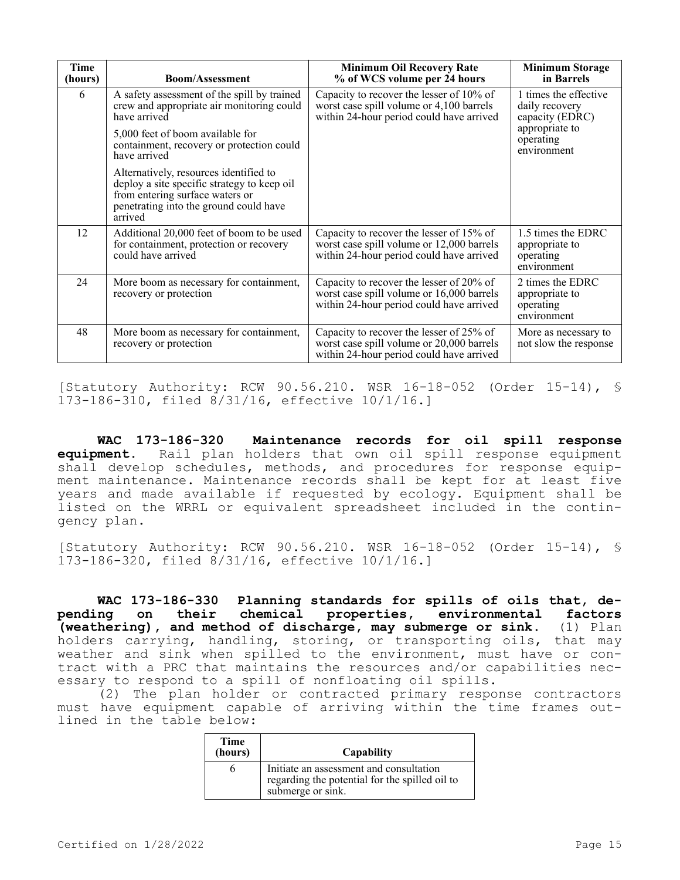| Time (hours) | Boom/Assessment | Minimum Oil Recovery Rate % of WCS volume per 24 hours | Minimum Storage in Barrels |
|---|---|---|---|
| 6 | A safety assessment of the spill by trained crew and appropriate air monitoring could have arrived<br><br>5,000 feet of boom available for containment, recovery or protection could have arrived<br><br>Alternatively, resources identified to deploy a site specific strategy to keep oil from entering surface waters or penetrating into the ground could have arrived | Capacity to recover the lesser of 10% of worst case spill volume or 4,100 barrels within 24-hour period could have arrived | 1 times the effective daily recovery capacity (EDRC) appropriate to operating environment |
| 12 | Additional 20,000 feet of boom to be used for containment, protection or recovery could have arrived | Capacity to recover the lesser of 15% of worst case spill volume or 12,000 barrels within 24-hour period could have arrived | 1.5 times the EDRC appropriate to operating environment |
| 24 | More boom as necessary for containment, recovery or protection | Capacity to recover the lesser of 20% of worst case spill volume or 16,000 barrels within 24-hour period could have arrived | 2 times the EDRC appropriate to operating environment |
| 48 | More boom as necessary for containment, recovery or protection | Capacity to recover the lesser of 25% of worst case spill volume or 20,000 barrels within 24-hour period could have arrived | More as necessary to not slow the response |

[Statutory Authority: RCW 90.56.210. WSR 16-18-052 (Order 15-14), § 173-186-310, filed 8/31/16, effective 10/1/16.]

**WAC 173-186-320 Maintenance records for oil spill response equipment.** Rail plan holders that own oil spill response equipment shall develop schedules, methods, and procedures for response equipment maintenance. Maintenance records shall be kept for at least five years and made available if requested by ecology. Equipment shall be listed on the WRRL or equivalent spreadsheet included in the contingency plan.

[Statutory Authority: RCW 90.56.210. WSR 16-18-052 (Order 15-14), § 173-186-320, filed 8/31/16, effective 10/1/16.]

**WAC 173-186-330 Planning standards for spills of oils that, depending on their chemical properties, environmental factors (weathering), and method of discharge, may submerge or sink.** (1) Plan holders carrying, handling, storing, or transporting oils, that may weather and sink when spilled to the environment, must have or contract with a PRC that maintains the resources and/or capabilities necessary to respond to a spill of nonfloating oil spills.

(2) The plan holder or contracted primary response contractors must have equipment capable of arriving within the time frames outlined in the table below:

| Time (hours) | Capability |
|---|---|
| 6 | Initiate an assessment and consultation regarding the potential for the spilled oil to submerge or sink. |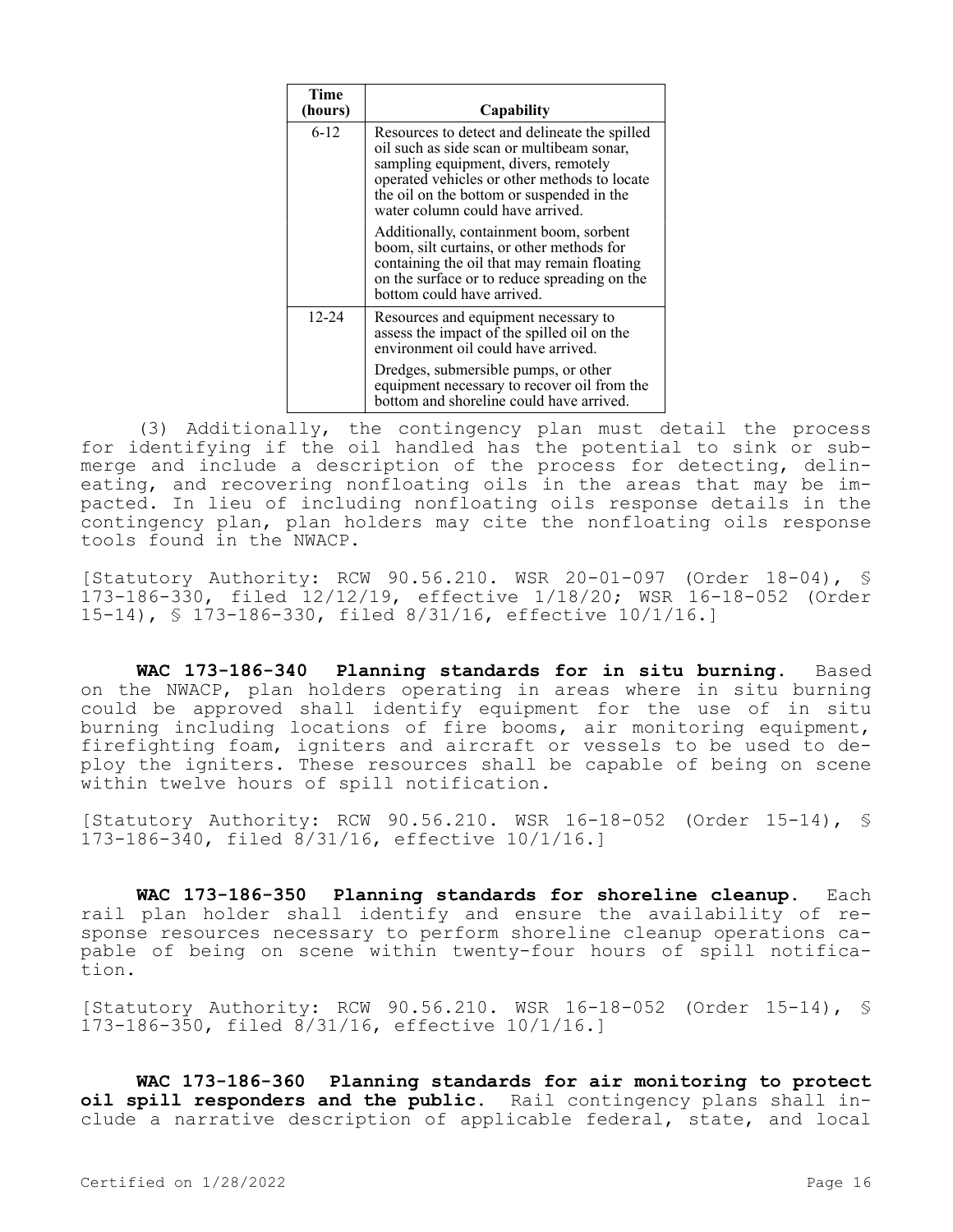| Time (hours) | Capability |
|---|---|
| 6-12 | Resources to detect and delineate the spilled oil such as side scan or multibeam sonar, sampling equipment, divers, remotely operated vehicles or other methods to locate the oil on the bottom or suspended in the water column could have arrived.<br><br>Additionally, containment boom, sorbent boom, silt curtains, or other methods for containing the oil that may remain floating on the surface or to reduce spreading on the bottom could have arrived. |
| 12-24 | Resources and equipment necessary to assess the impact of the spilled oil on the environment oil could have arrived.<br><br>Dredges, submersible pumps, or other equipment necessary to recover oil from the bottom and shoreline could have arrived. |

(3) Additionally, the contingency plan must detail the process for identifying if the oil handled has the potential to sink or submerge and include a description of the process for detecting, delineating, and recovering nonfloating oils in the areas that may be impacted. In lieu of including nonfloating oils response details in the contingency plan, plan holders may cite the nonfloating oils response tools found in the NWACP.

[Statutory Authority: RCW 90.56.210. WSR 20-01-097 (Order 18-04), § 173-186-330, filed 12/12/19, effective 1/18/20; WSR 16-18-052 (Order 15-14), § 173-186-330, filed 8/31/16, effective 10/1/16.]

**WAC 173-186-340 Planning standards for in situ burning.** Based on the NWACP, plan holders operating in areas where in situ burning could be approved shall identify equipment for the use of in situ burning including locations of fire booms, air monitoring equipment, firefighting foam, igniters and aircraft or vessels to be used to deploy the igniters. These resources shall be capable of being on scene within twelve hours of spill notification.

[Statutory Authority: RCW 90.56.210. WSR 16-18-052 (Order 15-14), § 173-186-340, filed 8/31/16, effective 10/1/16.]

**WAC 173-186-350 Planning standards for shoreline cleanup.** Each rail plan holder shall identify and ensure the availability of response resources necessary to perform shoreline cleanup operations capable of being on scene within twenty-four hours of spill notification.

[Statutory Authority: RCW 90.56.210. WSR 16-18-052 (Order 15-14), § 173-186-350, filed 8/31/16, effective 10/1/16.]

**WAC 173-186-360 Planning standards for air monitoring to protect oil spill responders and the public.** Rail contingency plans shall include a narrative description of applicable federal, state, and local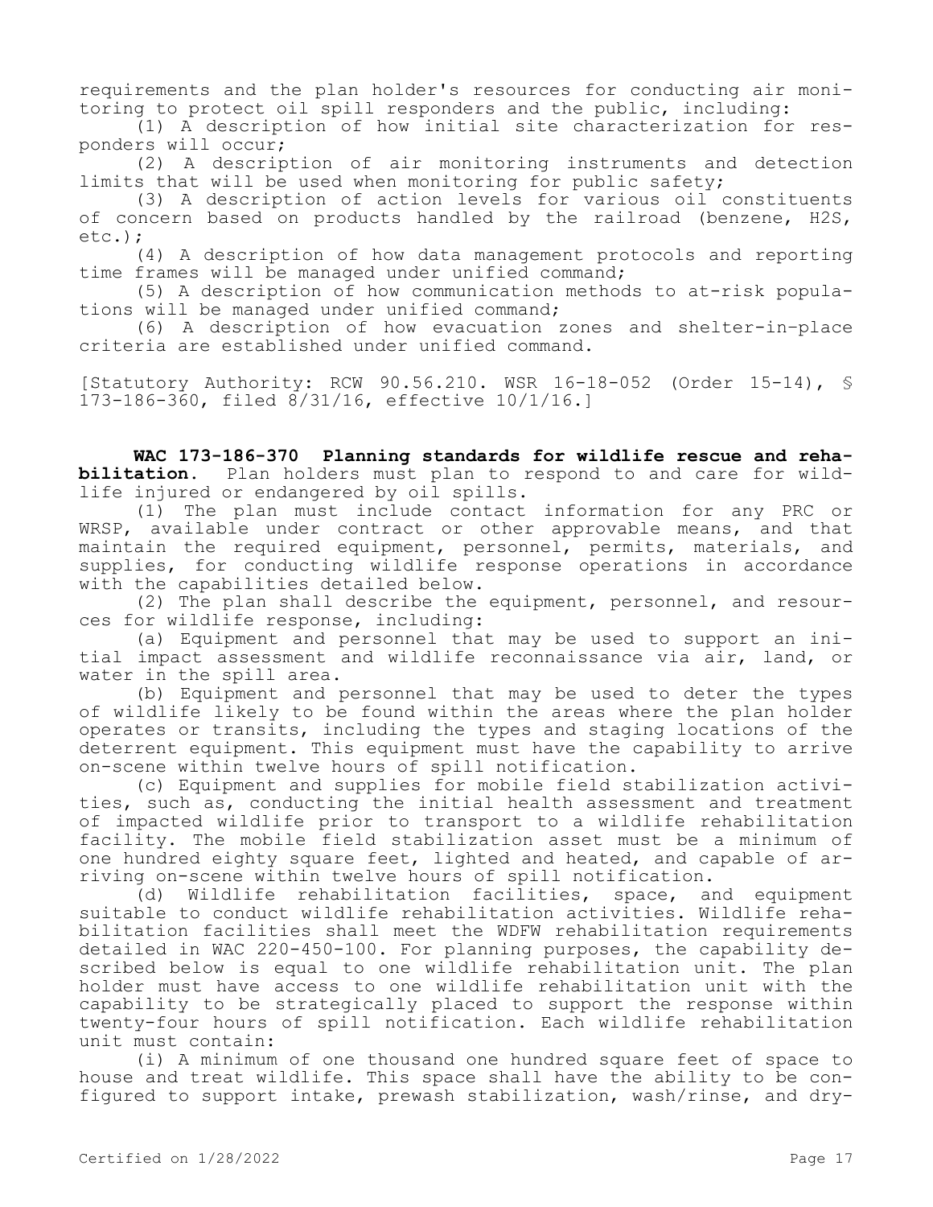requirements and the plan holder's resources for conducting air monitoring to protect oil spill responders and the public, including:

(1) A description of how initial site characterization for responders will occur;

(2) A description of air monitoring instruments and detection limits that will be used when monitoring for public safety;

(3) A description of action levels for various oil constituents of concern based on products handled by the railroad (benzene, $H_2S$, etc.);

(4) A description of how data management protocols and reporting time frames will be managed under unified command;

(5) A description of how communication methods to at-risk populations will be managed under unified command;

(6) A description of how evacuation zones and shelter-in-place criteria are established under unified command.

[Statutory Authority: RCW 90.56.210. WSR 16-18-052 (Order 15-14), § 173-186-360, filed 8/31/16, effective 10/1/16.]

**WAC 173-186-370 Planning standards for wildlife rescue and rehabilitation.** Plan holders must plan to respond to and care for wildlife injured or endangered by oil spills.

(1) The plan must include contact information for any PRC or WRSP, available under contract or other approvable means, and that maintain the required equipment, personnel, permits, materials, and supplies, for conducting wildlife response operations in accordance with the capabilities detailed below.

(2) The plan shall describe the equipment, personnel, and resources for wildlife response, including:

(a) Equipment and personnel that may be used to support an initial impact assessment and wildlife reconnaissance via air, land, or water in the spill area.

(b) Equipment and personnel that may be used to deter the types of wildlife likely to be found within the areas where the plan holder operates or transits, including the types and staging locations of the deterrent equipment. This equipment must have the capability to arrive on-scene within twelve hours of spill notification.

(c) Equipment and supplies for mobile field stabilization activities, such as, conducting the initial health assessment and treatment of impacted wildlife prior to transport to a wildlife rehabilitation facility. The mobile field stabilization asset must be a minimum of one hundred eighty square feet, lighted and heated, and capable of arriving on-scene within twelve hours of spill notification.

(d) Wildlife rehabilitation facilities, space, and equipment suitable to conduct wildlife rehabilitation activities. Wildlife rehabilitation facilities shall meet the WDFW rehabilitation requirements detailed in WAC 220-450-100. For planning purposes, the capability described below is equal to one wildlife rehabilitation unit. The plan holder must have access to one wildlife rehabilitation unit with the capability to be strategically placed to support the response within twenty-four hours of spill notification. Each wildlife rehabilitation unit must contain:

(i) A minimum of one thousand one hundred square feet of space to house and treat wildlife. This space shall have the ability to be configured to support intake, prewash stabilization, wash/rinse, and dry-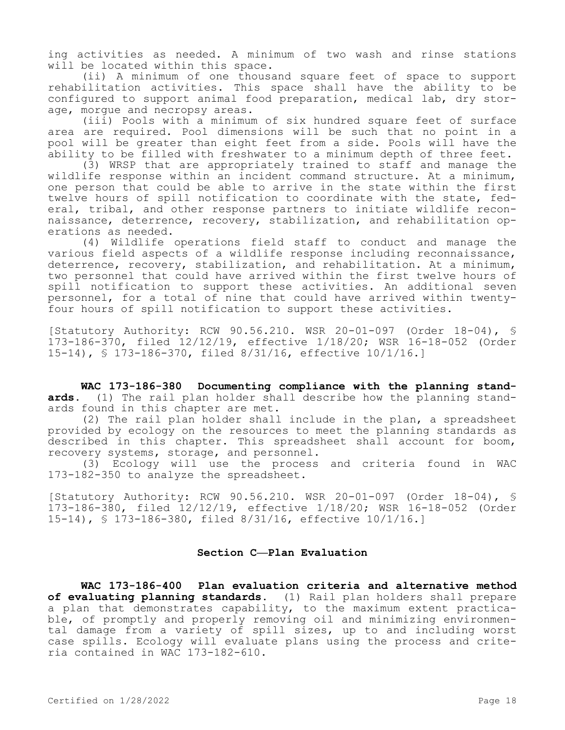ing activities as needed. A minimum of two wash and rinse stations will be located within this space.

(ii) A minimum of one thousand square feet of space to support rehabilitation activities. This space shall have the ability to be configured to support animal food preparation, medical lab, dry storage, morgue and necropsy areas.

(iii) Pools with a minimum of six hundred square feet of surface area are required. Pool dimensions will be such that no point in a pool will be greater than eight feet from a side. Pools will have the ability to be filled with freshwater to a minimum depth of three feet.

(3) WRSP that are appropriately trained to staff and manage the wildlife response within an incident command structure. At a minimum, one person that could be able to arrive in the state within the first twelve hours of spill notification to coordinate with the state, federal, tribal, and other response partners to initiate wildlife reconnaissance, deterrence, recovery, stabilization, and rehabilitation operations as needed.

(4) Wildlife operations field staff to conduct and manage the various field aspects of a wildlife response including reconnaissance, deterrence, recovery, stabilization, and rehabilitation. At a minimum, two personnel that could have arrived within the first twelve hours of spill notification to support these activities. An additional seven personnel, for a total of nine that could have arrived within twenty-four hours of spill notification to support these activities.

[Statutory Authority: RCW 90.56.210. WSR 20-01-097 (Order 18-04), § 173-186-370, filed 12/12/19, effective 1/18/20; WSR 16-18-052 (Order 15-14), § 173-186-370, filed 8/31/16, effective 10/1/16.]

**WAC 173-186-380 Documenting compliance with the planning standards.** (1) The rail plan holder shall describe how the planning standards found in this chapter are met.

(2) The rail plan holder shall include in the plan, a spreadsheet provided by ecology on the resources to meet the planning standards as described in this chapter. This spreadsheet shall account for boom, recovery systems, storage, and personnel.

(3) Ecology will use the process and criteria found in WAC 173-182-350 to analyze the spreadsheet.

[Statutory Authority: RCW 90.56.210. WSR 20-01-097 (Order 18-04), § 173-186-380, filed 12/12/19, effective 1/18/20; WSR 16-18-052 (Order 15-14), § 173-186-380, filed 8/31/16, effective 10/1/16.]

## Section C—Plan Evaluation

**WAC 173-186-400 Plan evaluation criteria and alternative method of evaluating planning standards.** (1) Rail plan holders shall prepare a plan that demonstrates capability, to the maximum extent practicable, of promptly and properly removing oil and minimizing environmental damage from a variety of spill sizes, up to and including worst case spills. Ecology will evaluate plans using the process and criteria contained in WAC 173-182-610.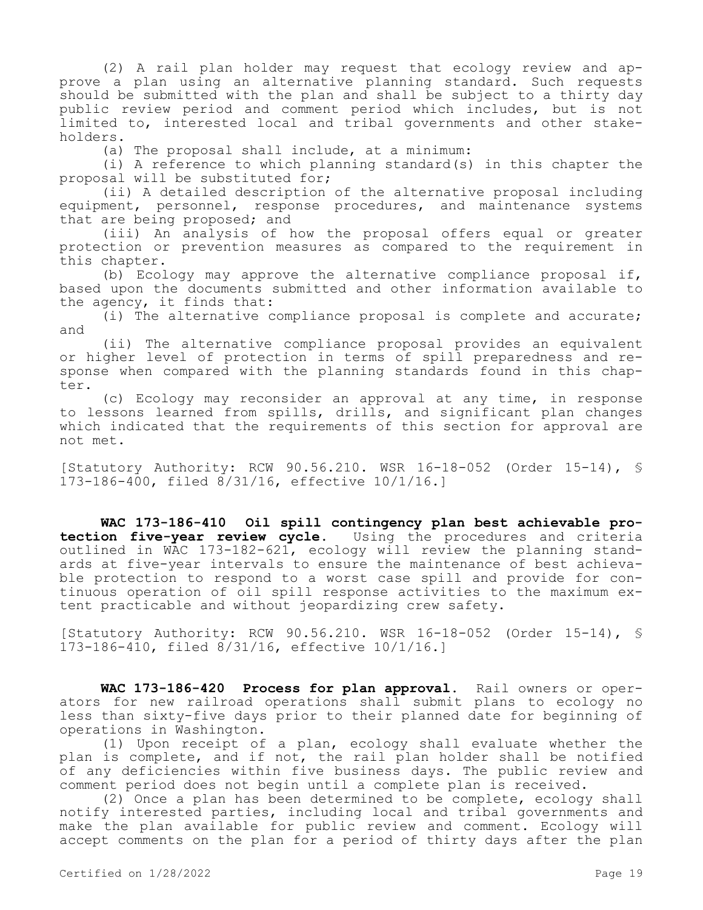(2) A rail plan holder may request that ecology review and approve a plan using an alternative planning standard. Such requests should be submitted with the plan and shall be subject to a thirty day public review period and comment period which includes, but is not limited to, interested local and tribal governments and other stakeholders.

(a) The proposal shall include, at a minimum:

(i) A reference to which planning standard(s) in this chapter the proposal will be substituted for;

(ii) A detailed description of the alternative proposal including equipment, personnel, response procedures, and maintenance systems that are being proposed; and

(iii) An analysis of how the proposal offers equal or greater protection or prevention measures as compared to the requirement in this chapter.

(b) Ecology may approve the alternative compliance proposal if, based upon the documents submitted and other information available to the agency, it finds that:

(i) The alternative compliance proposal is complete and accurate; and

(ii) The alternative compliance proposal provides an equivalent or higher level of protection in terms of spill preparedness and response when compared with the planning standards found in this chapter.

(c) Ecology may reconsider an approval at any time, in response to lessons learned from spills, drills, and significant plan changes which indicated that the requirements of this section for approval are not met.

[Statutory Authority: RCW 90.56.210. WSR 16-18-052 (Order 15-14), § 173-186-400, filed 8/31/16, effective 10/1/16.]

**WAC 173-186-410 Oil spill contingency plan best achievable protection five-year review cycle.** Using the procedures and criteria outlined in WAC 173-182-621, ecology will review the planning standards at five-year intervals to ensure the maintenance of best achievable protection to respond to a worst case spill and provide for continuous operation of oil spill response activities to the maximum extent practicable and without jeopardizing crew safety.

[Statutory Authority: RCW 90.56.210. WSR 16-18-052 (Order 15-14), § 173-186-410, filed 8/31/16, effective 10/1/16.]

**WAC 173-186-420 Process for plan approval.** Rail owners or operators for new railroad operations shall submit plans to ecology no less than sixty-five days prior to their planned date for beginning of operations in Washington.

(1) Upon receipt of a plan, ecology shall evaluate whether the plan is complete, and if not, the rail plan holder shall be notified of any deficiencies within five business days. The public review and comment period does not begin until a complete plan is received.

(2) Once a plan has been determined to be complete, ecology shall notify interested parties, including local and tribal governments and make the plan available for public review and comment. Ecology will accept comments on the plan for a period of thirty days after the plan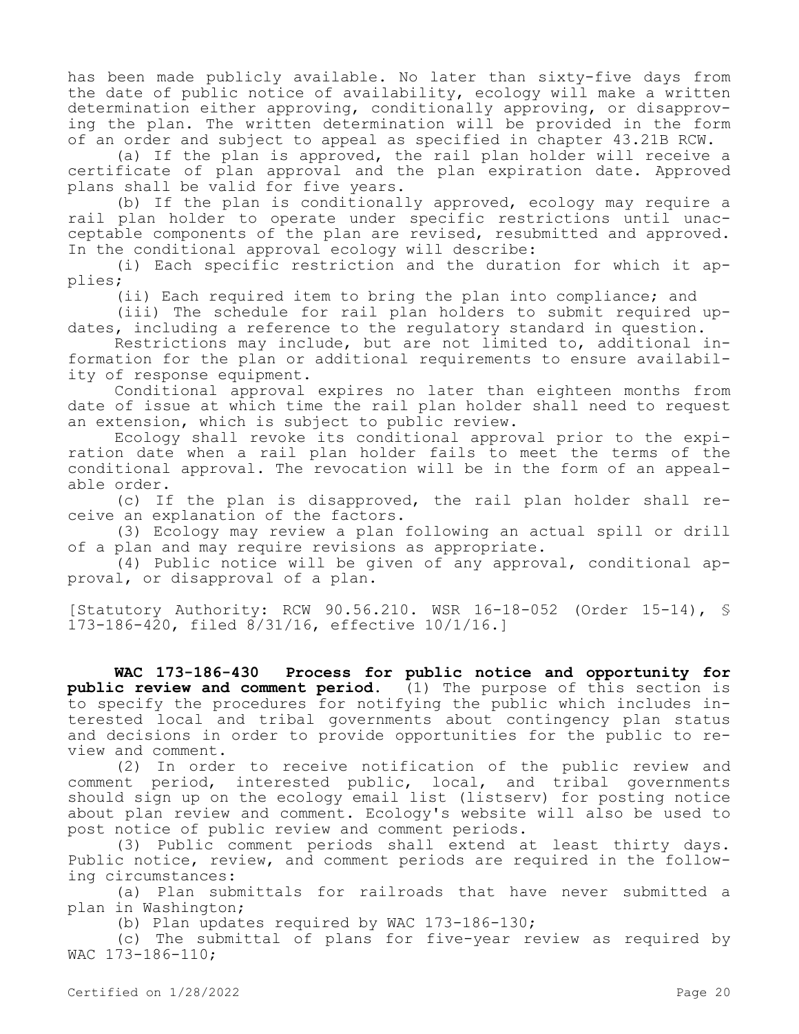has been made publicly available. No later than sixty-five days from the date of public notice of availability, ecology will make a written determination either approving, conditionally approving, or disapproving the plan. The written determination will be provided in the form of an order and subject to appeal as specified in chapter 43.21B RCW.

(a) If the plan is approved, the rail plan holder will receive a certificate of plan approval and the plan expiration date. Approved plans shall be valid for five years.

(b) If the plan is conditionally approved, ecology may require a rail plan holder to operate under specific restrictions until unacceptable components of the plan are revised, resubmitted and approved. In the conditional approval ecology will describe:

(i) Each specific restriction and the duration for which it applies;

(ii) Each required item to bring the plan into compliance; and

(iii) The schedule for rail plan holders to submit required updates, including a reference to the regulatory standard in question.

Restrictions may include, but are not limited to, additional information for the plan or additional requirements to ensure availability of response equipment.

Conditional approval expires no later than eighteen months from date of issue at which time the rail plan holder shall need to request an extension, which is subject to public review.

Ecology shall revoke its conditional approval prior to the expiration date when a rail plan holder fails to meet the terms of the conditional approval. The revocation will be in the form of an appealable order.

(c) If the plan is disapproved, the rail plan holder shall receive an explanation of the factors.

(3) Ecology may review a plan following an actual spill or drill of a plan and may require revisions as appropriate.

(4) Public notice will be given of any approval, conditional approval, or disapproval of a plan.

[Statutory Authority: RCW 90.56.210. WSR 16-18-052 (Order 15-14), § 173-186-420, filed 8/31/16, effective 10/1/16.]

**WAC 173-186-430 Process for public notice and opportunity for public review and comment period.** (1) The purpose of this section is to specify the procedures for notifying the public which includes interested local and tribal governments about contingency plan status and decisions in order to provide opportunities for the public to review and comment.

(2) In order to receive notification of the public review and comment period, interested public, local, and tribal governments should sign up on the ecology email list (listserv) for posting notice about plan review and comment. Ecology's website will also be used to post notice of public review and comment periods.

(3) Public comment periods shall extend at least thirty days. Public notice, review, and comment periods are required in the following circumstances:

(a) Plan submittals for railroads that have never submitted a plan in Washington;

(b) Plan updates required by WAC 173-186-130;

(c) The submittal of plans for five-year review as required by WAC 173-186-110;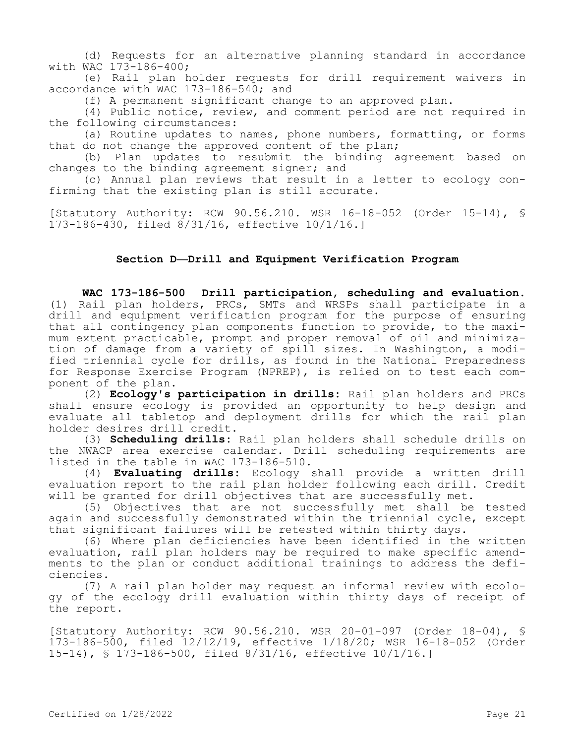(d) Requests for an alternative planning standard in accordance with WAC 173-186-400;

(e) Rail plan holder requests for drill requirement waivers in accordance with WAC 173-186-540; and

(f) A permanent significant change to an approved plan.

(4) Public notice, review, and comment period are not required in the following circumstances:

(a) Routine updates to names, phone numbers, formatting, or forms that do not change the approved content of the plan;

(b) Plan updates to resubmit the binding agreement based on changes to the binding agreement signer; and

(c) Annual plan reviews that result in a letter to ecology confirming that the existing plan is still accurate.

[Statutory Authority: RCW 90.56.210. WSR 16-18-052 (Order 15-14), § 173-186-430, filed 8/31/16, effective 10/1/16.]

## Section D—Drill and Equipment Verification Program

**WAC 173-186-500 Drill participation, scheduling and evaluation.** (1) Rail plan holders, PRCs, SMTs and WRSPs shall participate in a drill and equipment verification program for the purpose of ensuring that all contingency plan components function to provide, to the maximum extent practicable, prompt and proper removal of oil and minimization of damage from a variety of spill sizes. In Washington, a modified triennial cycle for drills, as found in the National Preparedness for Response Exercise Program (NPREP), is relied on to test each component of the plan.

(2) **Ecology's participation in drills**: Rail plan holders and PRCs shall ensure ecology is provided an opportunity to help design and evaluate all tabletop and deployment drills for which the rail plan holder desires drill credit.

(3) **Scheduling drills**: Rail plan holders shall schedule drills on the NWACP area exercise calendar. Drill scheduling requirements are listed in the table in WAC 173-186-510.

(4) **Evaluating drills**: Ecology shall provide a written drill evaluation report to the rail plan holder following each drill. Credit will be granted for drill objectives that are successfully met.

(5) Objectives that are not successfully met shall be tested again and successfully demonstrated within the triennial cycle, except that significant failures will be retested within thirty days.

(6) Where plan deficiencies have been identified in the written evaluation, rail plan holders may be required to make specific amendments to the plan or conduct additional trainings to address the deficiencies.

(7) A rail plan holder may request an informal review with ecology of the ecology drill evaluation within thirty days of receipt of the report.

[Statutory Authority: RCW 90.56.210. WSR 20-01-097 (Order 18-04), § 173-186-500, filed 12/12/19, effective 1/18/20; WSR 16-18-052 (Order 15-14), § 173-186-500, filed 8/31/16, effective 10/1/16.]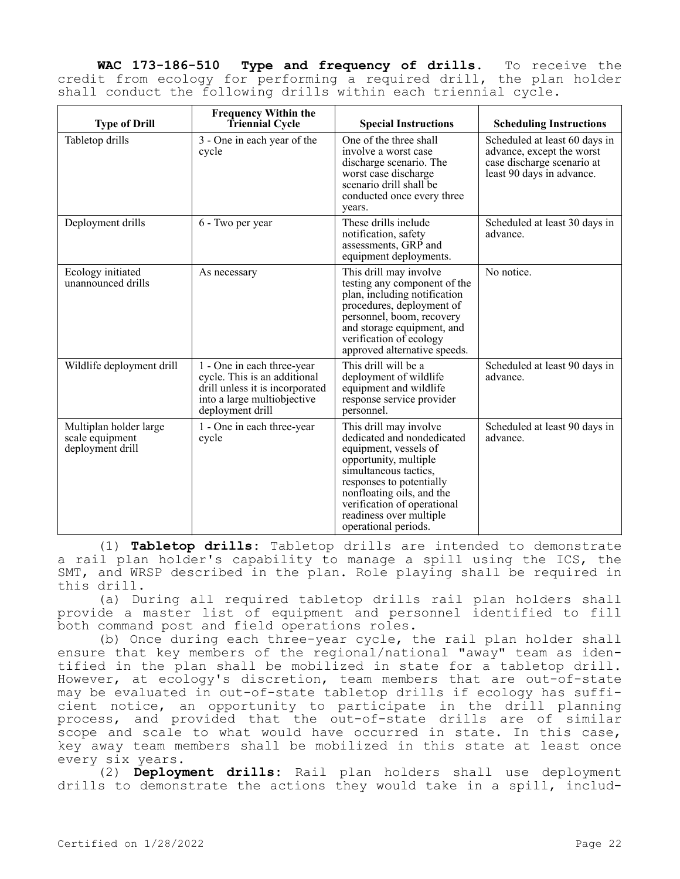**WAC 173-186-510 Type and frequency of drills.** To receive the credit from ecology for performing a required drill, the plan holder shall conduct the following drills within each triennial cycle.

| Type of Drill | Frequency Within the Triennial Cycle | Special Instructions | Scheduling Instructions |
|---|---|---|---|
| Tabletop drills | 3 - One in each year of the cycle | One of the three shall involve a worst case discharge scenario. The worst case discharge scenario drill shall be conducted once every three years. | Scheduled at least 60 days in advance, except the worst case discharge scenario at least 90 days in advance. |
| Deployment drills | 6 - Two per year | These drills include notification, safety assessments, GRP and equipment deployments. | Scheduled at least 30 days in advance. |
| Ecology initiated unannounced drills | As necessary | This drill may involve testing any component of the plan, including notification procedures, deployment of personnel, boom, recovery and storage equipment, and verification of ecology approved alternative speeds. | No notice. |
| Wildlife deployment drill | 1 - One in each three-year cycle. This is an additional drill unless it is incorporated into a large multiobjective deployment drill | This drill will be a deployment of wildlife equipment and wildlife response service provider personnel. | Scheduled at least 90 days in advance. |
| Multiplan holder large scale equipment deployment drill | 1 - One in each three-year cycle | This drill may involve dedicated and nondedicated equipment, vessels of opportunity, multiple simultaneous tactics, responses to potentially nonfloating oils, and the verification of operational readiness over multiple operational periods. | Scheduled at least 90 days in advance. |

(1) **Tabletop drills:** Tabletop drills are intended to demonstrate a rail plan holder's capability to manage a spill using the ICS, the SMT, and WRSP described in the plan. Role playing shall be required in this drill.

(a) During all required tabletop drills rail plan holders shall provide a master list of equipment and personnel identified to fill both command post and field operations roles.

(b) Once during each three-year cycle, the rail plan holder shall ensure that key members of the regional/national "away" team as identified in the plan shall be mobilized in state for a tabletop drill. However, at ecology's discretion, team members that are out-of-state may be evaluated in out-of-state tabletop drills if ecology has sufficient notice, an opportunity to participate in the drill planning process, and provided that the out-of-state drills are of similar scope and scale to what would have occurred in state. In this case, key away team members shall be mobilized in this state at least once every six years.

(2) **Deployment drills:** Rail plan holders shall use deployment drills to demonstrate the actions they would take in a spill, includ-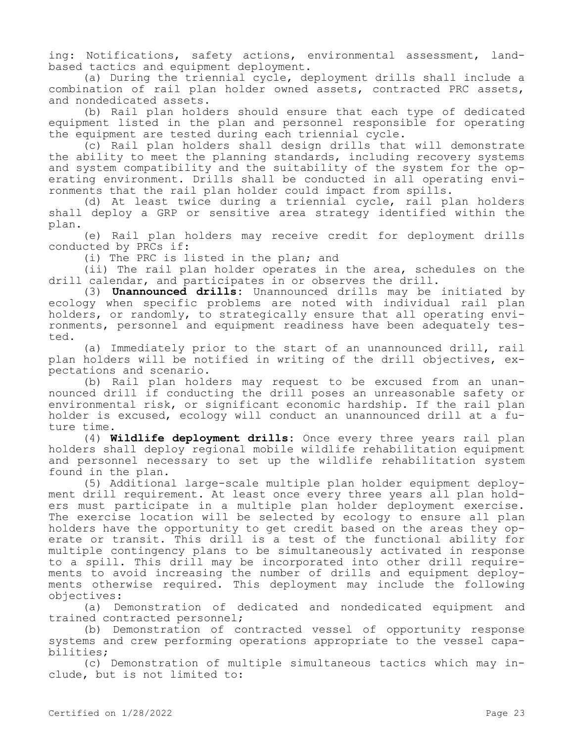ing: Notifications, safety actions, environmental assessment, land-based tactics and equipment deployment.

(a) During the triennial cycle, deployment drills shall include a combination of rail plan holder owned assets, contracted PRC assets, and nondedicated assets.

(b) Rail plan holders should ensure that each type of dedicated equipment listed in the plan and personnel responsible for operating the equipment are tested during each triennial cycle.

(c) Rail plan holders shall design drills that will demonstrate the ability to meet the planning standards, including recovery systems and system compatibility and the suitability of the system for the operating environment. Drills shall be conducted in all operating environments that the rail plan holder could impact from spills.

(d) At least twice during a triennial cycle, rail plan holders shall deploy a GRP or sensitive area strategy identified within the plan.

(e) Rail plan holders may receive credit for deployment drills conducted by PRCs if:

(i) The PRC is listed in the plan; and

(ii) The rail plan holder operates in the area, schedules on the drill calendar, and participates in or observes the drill.

(3) **Unannounced drills**: Unannounced drills may be initiated by ecology when specific problems are noted with individual rail plan holders, or randomly, to strategically ensure that all operating environments, personnel and equipment readiness have been adequately tested.

(a) Immediately prior to the start of an unannounced drill, rail plan holders will be notified in writing of the drill objectives, expectations and scenario.

(b) Rail plan holders may request to be excused from an unannounced drill if conducting the drill poses an unreasonable safety or environmental risk, or significant economic hardship. If the rail plan holder is excused, ecology will conduct an unannounced drill at a future time.

(4) **Wildlife deployment drills**: Once every three years rail plan holders shall deploy regional mobile wildlife rehabilitation equipment and personnel necessary to set up the wildlife rehabilitation system found in the plan.

(5) Additional large-scale multiple plan holder equipment deployment drill requirement. At least once every three years all plan holders must participate in a multiple plan holder deployment exercise. The exercise location will be selected by ecology to ensure all plan holders have the opportunity to get credit based on the areas they operate or transit. This drill is a test of the functional ability for multiple contingency plans to be simultaneously activated in response to a spill. This drill may be incorporated into other drill requirements to avoid increasing the number of drills and equipment deployments otherwise required. This deployment may include the following objectives:

(a) Demonstration of dedicated and nondedicated equipment and trained contracted personnel;

(b) Demonstration of contracted vessel of opportunity response systems and crew performing operations appropriate to the vessel capabilities;

(c) Demonstration of multiple simultaneous tactics which may include, but is not limited to: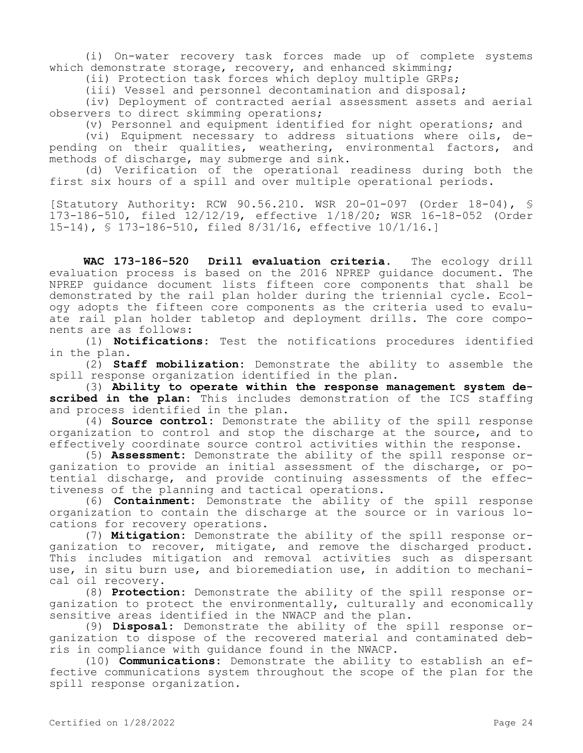(i) On-water recovery task forces made up of complete systems which demonstrate storage, recovery, and enhanced skimming;

(ii) Protection task forces which deploy multiple GRPs;

(iii) Vessel and personnel decontamination and disposal;

(iv) Deployment of contracted aerial assessment assets and aerial observers to direct skimming operations;

(v) Personnel and equipment identified for night operations; and

(vi) Equipment necessary to address situations where oils, depending on their qualities, weathering, environmental factors, and methods of discharge, may submerge and sink.

(d) Verification of the operational readiness during both the first six hours of a spill and over multiple operational periods.

[Statutory Authority: RCW 90.56.210. WSR 20-01-097 (Order 18-04), § 173-186-510, filed 12/12/19, effective 1/18/20; WSR 16-18-052 (Order 15-14), § 173-186-510, filed 8/31/16, effective 10/1/16.]

**WAC 173-186-520 Drill evaluation criteria.** The ecology drill evaluation process is based on the 2016 NPREP guidance document. The NPREP guidance document lists fifteen core components that shall be demonstrated by the rail plan holder during the triennial cycle. Ecology adopts the fifteen core components as the criteria used to evaluate rail plan holder tabletop and deployment drills. The core components are as follows:

(1) **Notifications:** Test the notifications procedures identified in the plan.

(2) **Staff mobilization:** Demonstrate the ability to assemble the spill response organization identified in the plan.

(3) **Ability to operate within the response management system described in the plan:** This includes demonstration of the ICS staffing and process identified in the plan.

(4) **Source control:** Demonstrate the ability of the spill response organization to control and stop the discharge at the source, and to effectively coordinate source control activities within the response.

(5) **Assessment:** Demonstrate the ability of the spill response organization to provide an initial assessment of the discharge, or potential discharge, and provide continuing assessments of the effectiveness of the planning and tactical operations.

(6) **Containment:** Demonstrate the ability of the spill response organization to contain the discharge at the source or in various locations for recovery operations.

(7) **Mitigation:** Demonstrate the ability of the spill response organization to recover, mitigate, and remove the discharged product. This includes mitigation and removal activities such as dispersant use, in situ burn use, and bioremediation use, in addition to mechanical oil recovery.

(8) **Protection:** Demonstrate the ability of the spill response organization to protect the environmentally, culturally and economically sensitive areas identified in the NWACP and the plan.

(9) **Disposal:** Demonstrate the ability of the spill response organization to dispose of the recovered material and contaminated debris in compliance with guidance found in the NWACP.

(10) **Communications:** Demonstrate the ability to establish an effective communications system throughout the scope of the plan for the spill response organization.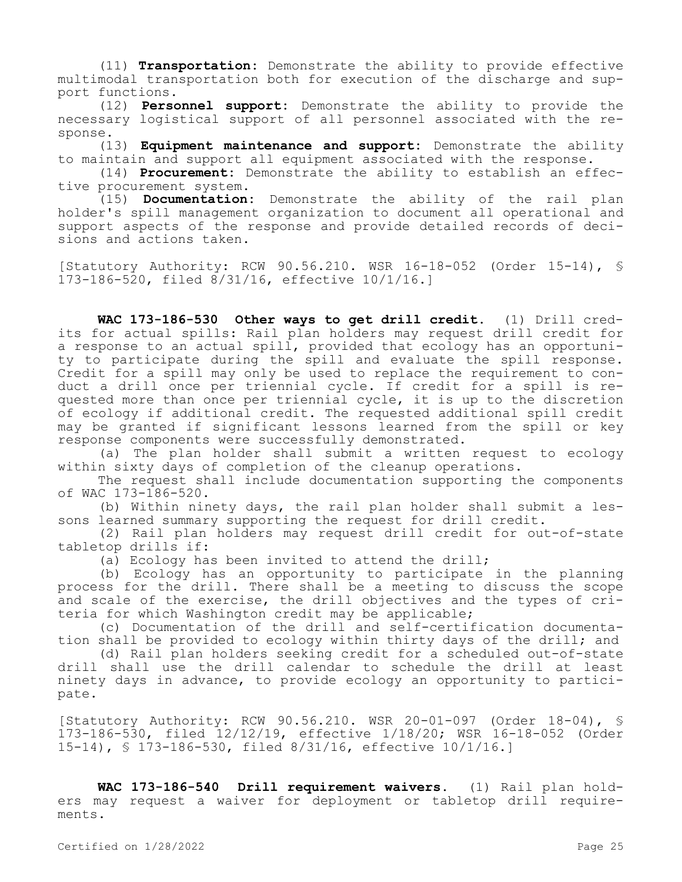(11) **Transportation:** Demonstrate the ability to provide effective multimodal transportation both for execution of the discharge and support functions.

(12) **Personnel support:** Demonstrate the ability to provide the necessary logistical support of all personnel associated with the response.

(13) **Equipment maintenance and support:** Demonstrate the ability to maintain and support all equipment associated with the response.

(14) **Procurement:** Demonstrate the ability to establish an effective procurement system.

(15) **Documentation:** Demonstrate the ability of the rail plan holder's spill management organization to document all operational and support aspects of the response and provide detailed records of decisions and actions taken.

[Statutory Authority: RCW 90.56.210. WSR 16-18-052 (Order 15-14), § 173-186-520, filed 8/31/16, effective 10/1/16.]

**WAC 173-186-530 Other ways to get drill credit.** (1) Drill credits for actual spills: Rail plan holders may request drill credit for a response to an actual spill, provided that ecology has an opportunity to participate during the spill and evaluate the spill response. Credit for a spill may only be used to replace the requirement to conduct a drill once per triennial cycle. If credit for a spill is requested more than once per triennial cycle, it is up to the discretion of ecology if additional credit. The requested additional spill credit may be granted if significant lessons learned from the spill or key response components were successfully demonstrated.

(a) The plan holder shall submit a written request to ecology within sixty days of completion of the cleanup operations.

The request shall include documentation supporting the components of WAC 173-186-520.

(b) Within ninety days, the rail plan holder shall submit a lessons learned summary supporting the request for drill credit.

(2) Rail plan holders may request drill credit for out-of-state tabletop drills if:

(a) Ecology has been invited to attend the drill;

(b) Ecology has an opportunity to participate in the planning process for the drill. There shall be a meeting to discuss the scope and scale of the exercise, the drill objectives and the types of criteria for which Washington credit may be applicable;

(c) Documentation of the drill and self-certification documentation shall be provided to ecology within thirty days of the drill; and

(d) Rail plan holders seeking credit for a scheduled out-of-state drill shall use the drill calendar to schedule the drill at least ninety days in advance, to provide ecology an opportunity to participate.

[Statutory Authority: RCW 90.56.210. WSR 20-01-097 (Order 18-04), § 173-186-530, filed 12/12/19, effective 1/18/20; WSR 16-18-052 (Order 15-14), § 173-186-530, filed 8/31/16, effective 10/1/16.]

**WAC 173-186-540 Drill requirement waivers.** (1) Rail plan holders may request a waiver for deployment or tabletop drill requirements.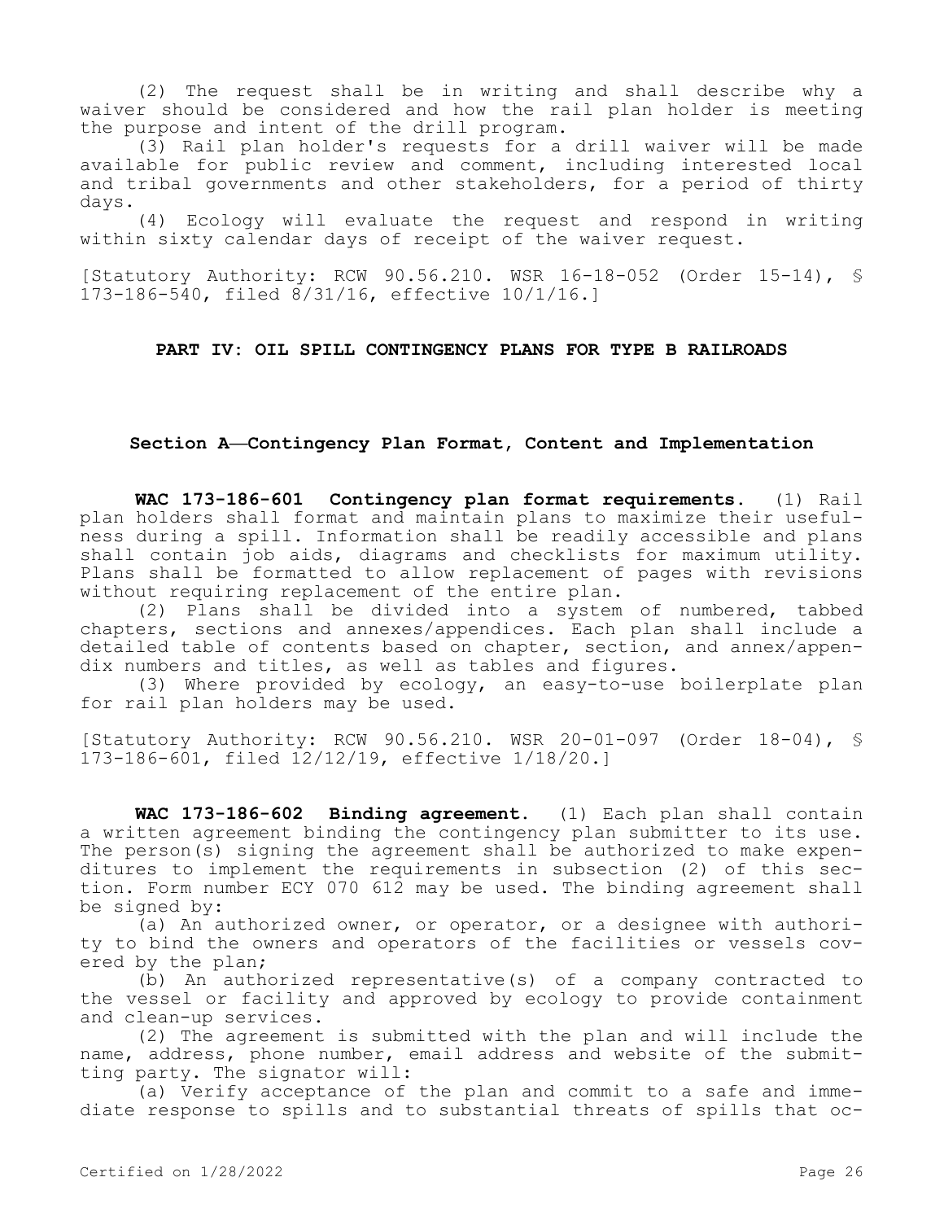(2) The request shall be in writing and shall describe why a waiver should be considered and how the rail plan holder is meeting the purpose and intent of the drill program.

(3) Rail plan holder's requests for a drill waiver will be made available for public review and comment, including interested local and tribal governments and other stakeholders, for a period of thirty days.

(4) Ecology will evaluate the request and respond in writing within sixty calendar days of receipt of the waiver request.

[Statutory Authority: RCW 90.56.210. WSR 16-18-052 (Order 15-14), § 173-186-540, filed 8/31/16, effective 10/1/16.]

## PART IV: OIL SPILL CONTINGENCY PLANS FOR TYPE B RAILROADS

### Section A—Contingency Plan Format, Content and Implementation

**WAC 173-186-601 Contingency plan format requirements.** (1) Rail plan holders shall format and maintain plans to maximize their usefulness during a spill. Information shall be readily accessible and plans shall contain job aids, diagrams and checklists for maximum utility. Plans shall be formatted to allow replacement of pages with revisions without requiring replacement of the entire plan.

(2) Plans shall be divided into a system of numbered, tabbed chapters, sections and annexes/appendices. Each plan shall include a detailed table of contents based on chapter, section, and annex/appendix numbers and titles, as well as tables and figures.

(3) Where provided by ecology, an easy-to-use boilerplate plan for rail plan holders may be used.

[Statutory Authority: RCW 90.56.210. WSR 20-01-097 (Order 18-04), § 173-186-601, filed 12/12/19, effective 1/18/20.]

**WAC 173-186-602 Binding agreement.** (1) Each plan shall contain a written agreement binding the contingency plan submitter to its use. The person(s) signing the agreement shall be authorized to make expenditures to implement the requirements in subsection (2) of this section. Form number ECY 070 612 may be used. The binding agreement shall be signed by:

(a) An authorized owner, or operator, or a designee with authority to bind the owners and operators of the facilities or vessels covered by the plan;

(b) An authorized representative(s) of a company contracted to the vessel or facility and approved by ecology to provide containment and clean-up services.

(2) The agreement is submitted with the plan and will include the name, address, phone number, email address and website of the submitting party. The signator will:

(a) Verify acceptance of the plan and commit to a safe and immediate response to spills and to substantial threats of spills that oc-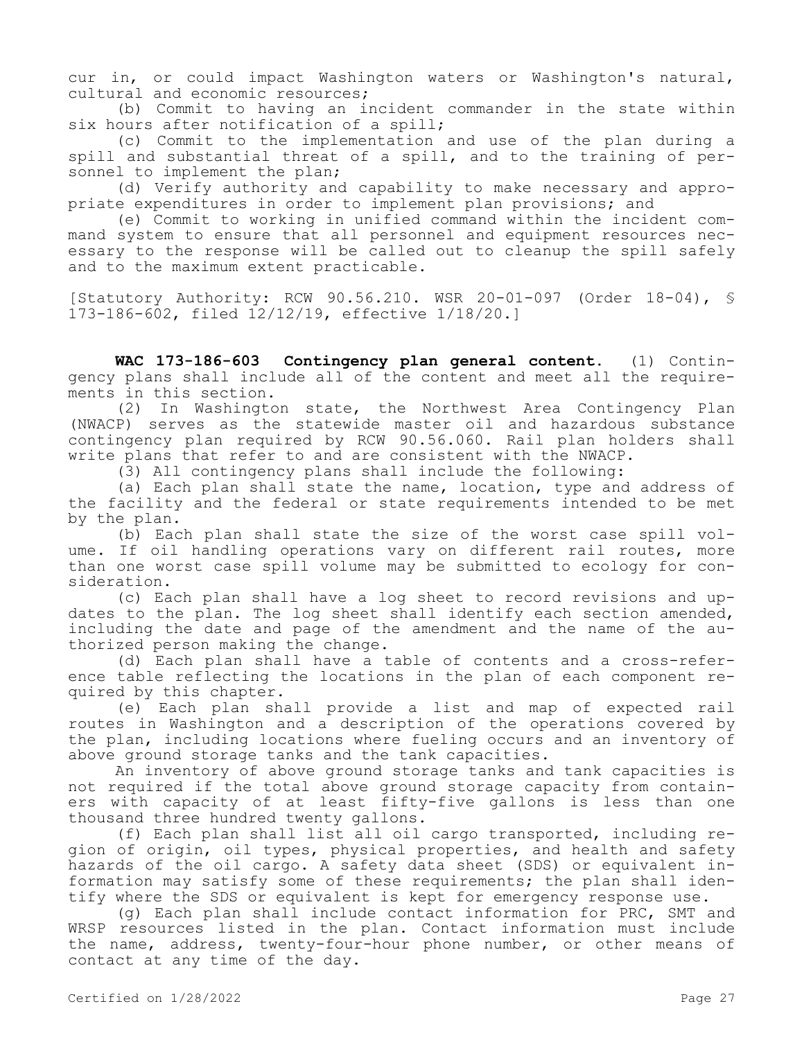cur in, or could impact Washington waters or Washington's natural, cultural and economic resources;

(b) Commit to having an incident commander in the state within six hours after notification of a spill;

(c) Commit to the implementation and use of the plan during a spill and substantial threat of a spill, and to the training of personnel to implement the plan;

(d) Verify authority and capability to make necessary and appropriate expenditures in order to implement plan provisions; and

(e) Commit to working in unified command within the incident command system to ensure that all personnel and equipment resources necessary to the response will be called out to cleanup the spill safely and to the maximum extent practicable.

[Statutory Authority: RCW 90.56.210. WSR 20-01-097 (Order 18-04), § 173-186-602, filed 12/12/19, effective 1/18/20.]

**WAC 173-186-603 Contingency plan general content.** (1) Contingency plans shall include all of the content and meet all the requirements in this section.

(2) In Washington state, the Northwest Area Contingency Plan (NWACP) serves as the statewide master oil and hazardous substance contingency plan required by RCW 90.56.060. Rail plan holders shall write plans that refer to and are consistent with the NWACP.

(3) All contingency plans shall include the following:

(a) Each plan shall state the name, location, type and address of the facility and the federal or state requirements intended to be met by the plan.

(b) Each plan shall state the size of the worst case spill volume. If oil handling operations vary on different rail routes, more than one worst case spill volume may be submitted to ecology for consideration.

(c) Each plan shall have a log sheet to record revisions and updates to the plan. The log sheet shall identify each section amended, including the date and page of the amendment and the name of the authorized person making the change.

(d) Each plan shall have a table of contents and a cross-reference table reflecting the locations in the plan of each component required by this chapter.

(e) Each plan shall provide a list and map of expected rail routes in Washington and a description of the operations covered by the plan, including locations where fueling occurs and an inventory of above ground storage tanks and the tank capacities.

An inventory of above ground storage tanks and tank capacities is not required if the total above ground storage capacity from containers with capacity of at least fifty-five gallons is less than one thousand three hundred twenty gallons.

(f) Each plan shall list all oil cargo transported, including region of origin, oil types, physical properties, and health and safety hazards of the oil cargo. A safety data sheet (SDS) or equivalent information may satisfy some of these requirements; the plan shall identify where the SDS or equivalent is kept for emergency response use.

(g) Each plan shall include contact information for PRC, SMT and WRSP resources listed in the plan. Contact information must include the name, address, twenty-four-hour phone number, or other means of contact at any time of the day.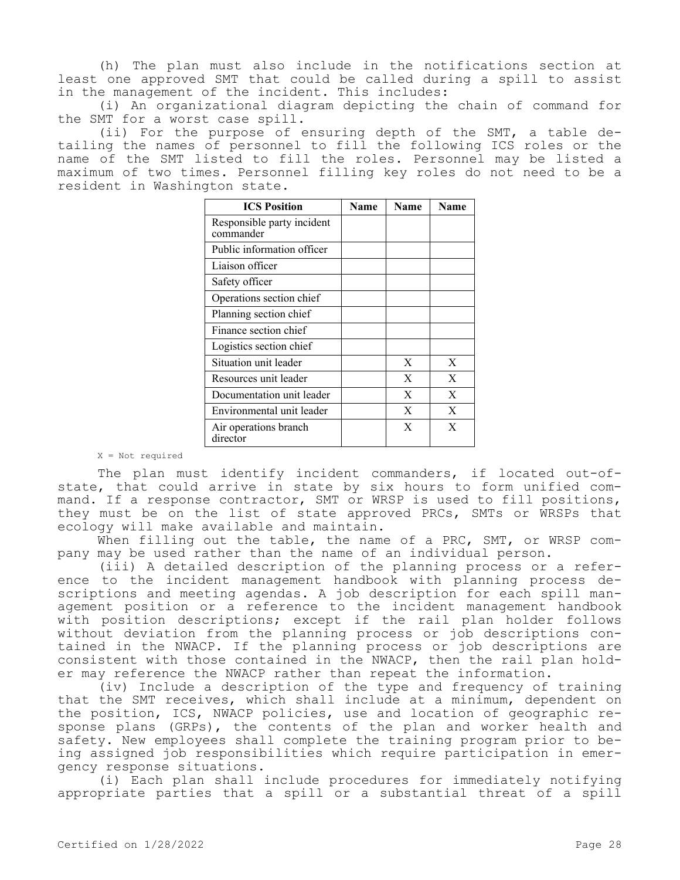(h) The plan must also include in the notifications section at least one approved SMT that could be called during a spill to assist in the management of the incident. This includes:

(i) An organizational diagram depicting the chain of command for the SMT for a worst case spill.

(ii) For the purpose of ensuring depth of the SMT, a table detailing the names of personnel to fill the following ICS roles or the name of the SMT listed to fill the roles. Personnel may be listed a maximum of two times. Personnel filling key roles do not need to be a resident in Washington state.

| ICS Position | Name | Name | Name |
|---|---|---|---|
| Responsible party incident commander | | | |
| Public information officer | | | |
| Liaison officer | | | |
| Safety officer | | | |
| Operations section chief | | | |
| Planning section chief | | | |
| Finance section chief | | | |
| Logistics section chief | | | |
| Situation unit leader | | X | X |
| Resources unit leader | | X | X |
| Documentation unit leader | | X | X |
| Environmental unit leader | | X | X |
| Air operations branch director | | X | X |

X = Not required

The plan must identify incident commanders, if located out-of-state, that could arrive in state by six hours to form unified command. If a response contractor, SMT or WRSP is used to fill positions, they must be on the list of state approved PRCs, SMTs or WRSPs that ecology will make available and maintain.

When filling out the table, the name of a PRC, SMT, or WRSP company may be used rather than the name of an individual person.

(iii) A detailed description of the planning process or a reference to the incident management handbook with planning process descriptions and meeting agendas. A job description for each spill management position or a reference to the incident management handbook with position descriptions; except if the rail plan holder follows without deviation from the planning process or job descriptions contained in the NWACP. If the planning process or job descriptions are consistent with those contained in the NWACP, then the rail plan holder may reference the NWACP rather than repeat the information.

(iv) Include a description of the type and frequency of training that the SMT receives, which shall include at a minimum, dependent on the position, ICS, NWACP policies, use and location of geographic response plans (GRPs), the contents of the plan and worker health and safety. New employees shall complete the training program prior to being assigned job responsibilities which require participation in emergency response situations.

(i) Each plan shall include procedures for immediately notifying appropriate parties that a spill or a substantial threat of a spill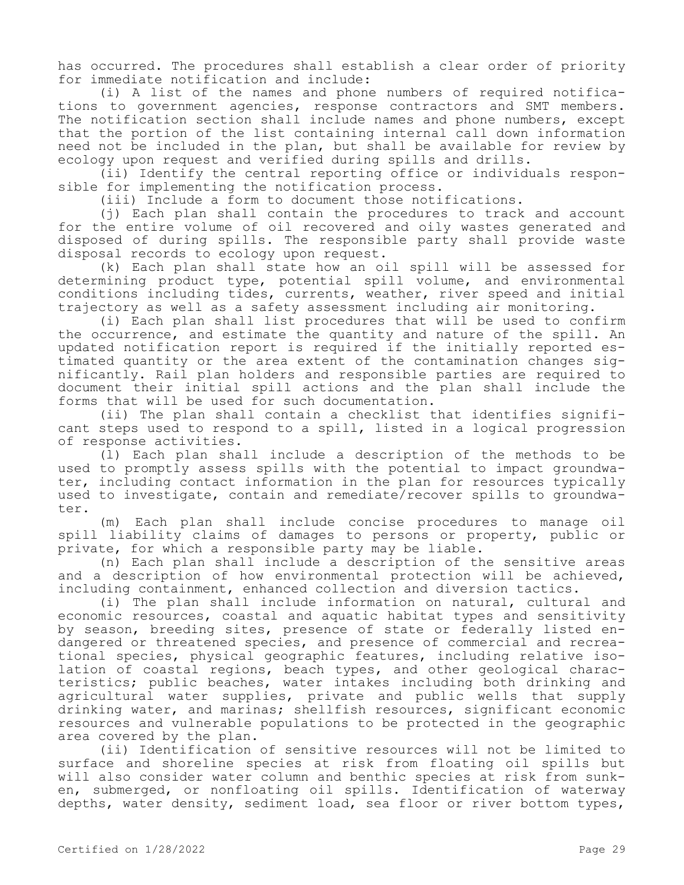has occurred. The procedures shall establish a clear order of priority for immediate notification and include:

(i) A list of the names and phone numbers of required notifications to government agencies, response contractors and SMT members. The notification section shall include names and phone numbers, except that the portion of the list containing internal call down information need not be included in the plan, but shall be available for review by ecology upon request and verified during spills and drills.

(ii) Identify the central reporting office or individuals responsible for implementing the notification process.

(iii) Include a form to document those notifications.

(j) Each plan shall contain the procedures to track and account for the entire volume of oil recovered and oily wastes generated and disposed of during spills. The responsible party shall provide waste disposal records to ecology upon request.

(k) Each plan shall state how an oil spill will be assessed for determining product type, potential spill volume, and environmental conditions including tides, currents, weather, river speed and initial trajectory as well as a safety assessment including air monitoring.

(i) Each plan shall list procedures that will be used to confirm the occurrence, and estimate the quantity and nature of the spill. An updated notification report is required if the initially reported estimated quantity or the area extent of the contamination changes significantly. Rail plan holders and responsible parties are required to document their initial spill actions and the plan shall include the forms that will be used for such documentation.

(ii) The plan shall contain a checklist that identifies significant steps used to respond to a spill, listed in a logical progression of response activities.

(l) Each plan shall include a description of the methods to be used to promptly assess spills with the potential to impact groundwater, including contact information in the plan for resources typically used to investigate, contain and remediate/recover spills to groundwater.

(m) Each plan shall include concise procedures to manage oil spill liability claims of damages to persons or property, public or private, for which a responsible party may be liable.

(n) Each plan shall include a description of the sensitive areas and a description of how environmental protection will be achieved, including containment, enhanced collection and diversion tactics.

(i) The plan shall include information on natural, cultural and economic resources, coastal and aquatic habitat types and sensitivity by season, breeding sites, presence of state or federally listed endangered or threatened species, and presence of commercial and recreational species, physical geographic features, including relative isolation of coastal regions, beach types, and other geological characteristics; public beaches, water intakes including both drinking and agricultural water supplies, private and public wells that supply drinking water, and marinas; shellfish resources, significant economic resources and vulnerable populations to be protected in the geographic area covered by the plan.

(ii) Identification of sensitive resources will not be limited to surface and shoreline species at risk from floating oil spills but will also consider water column and benthic species at risk from sunken, submerged, or nonfloating oil spills. Identification of waterway depths, water density, sediment load, sea floor or river bottom types,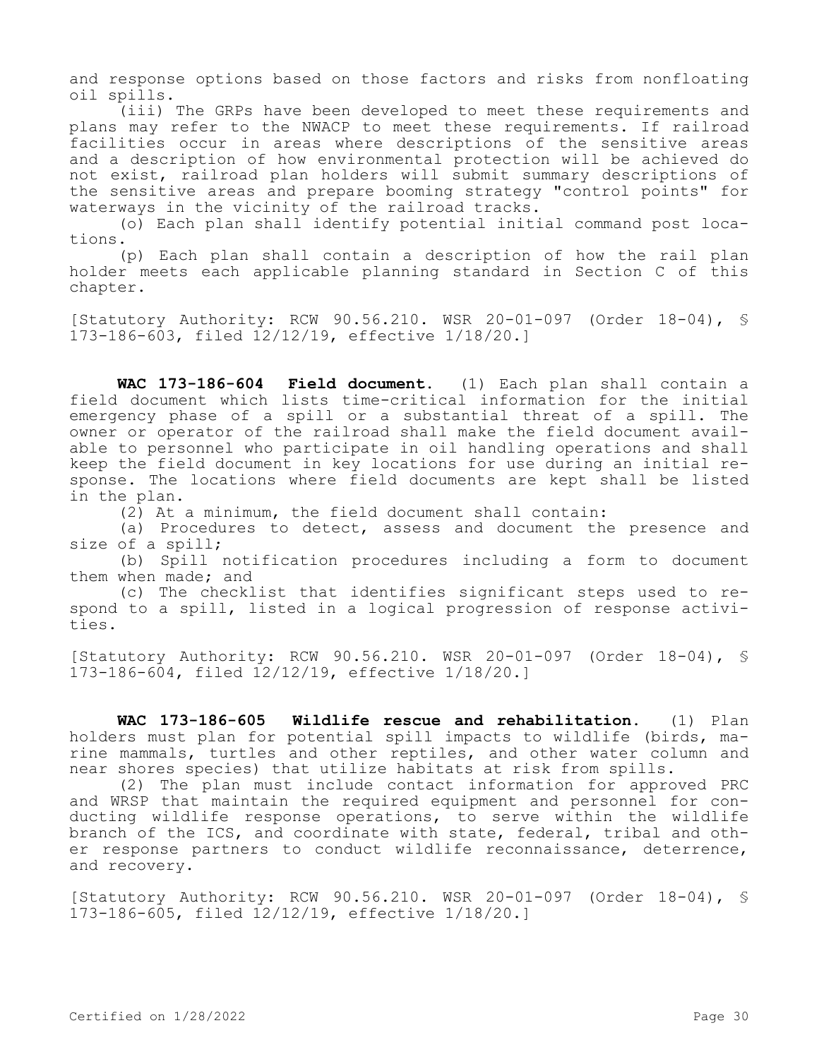and response options based on those factors and risks from nonfloating oil spills.

(iii) The GRPs have been developed to meet these requirements and plans may refer to the NWACP to meet these requirements. If railroad facilities occur in areas where descriptions of the sensitive areas and a description of how environmental protection will be achieved do not exist, railroad plan holders will submit summary descriptions of the sensitive areas and prepare booming strategy "control points" for waterways in the vicinity of the railroad tracks.

(o) Each plan shall identify potential initial command post locations.

(p) Each plan shall contain a description of how the rail plan holder meets each applicable planning standard in Section C of this chapter.

[Statutory Authority: RCW 90.56.210. WSR 20-01-097 (Order 18-04), § 173-186-603, filed 12/12/19, effective 1/18/20.]

**WAC 173-186-604 Field document.** (1) Each plan shall contain a field document which lists time-critical information for the initial emergency phase of a spill or a substantial threat of a spill. The owner or operator of the railroad shall make the field document available to personnel who participate in oil handling operations and shall keep the field document in key locations for use during an initial response. The locations where field documents are kept shall be listed in the plan.

(2) At a minimum, the field document shall contain:

(a) Procedures to detect, assess and document the presence and size of a spill;

(b) Spill notification procedures including a form to document them when made; and

(c) The checklist that identifies significant steps used to respond to a spill, listed in a logical progression of response activities.

[Statutory Authority: RCW 90.56.210. WSR 20-01-097 (Order 18-04), § 173-186-604, filed 12/12/19, effective 1/18/20.]

**WAC 173-186-605 Wildlife rescue and rehabilitation.** (1) Plan holders must plan for potential spill impacts to wildlife (birds, marine mammals, turtles and other reptiles, and other water column and near shores species) that utilize habitats at risk from spills.

(2) The plan must include contact information for approved PRC and WRSP that maintain the required equipment and personnel for conducting wildlife response operations, to serve within the wildlife branch of the ICS, and coordinate with state, federal, tribal and other response partners to conduct wildlife reconnaissance, deterrence, and recovery.

[Statutory Authority: RCW 90.56.210. WSR 20-01-097 (Order 18-04), § 173-186-605, filed 12/12/19, effective 1/18/20.]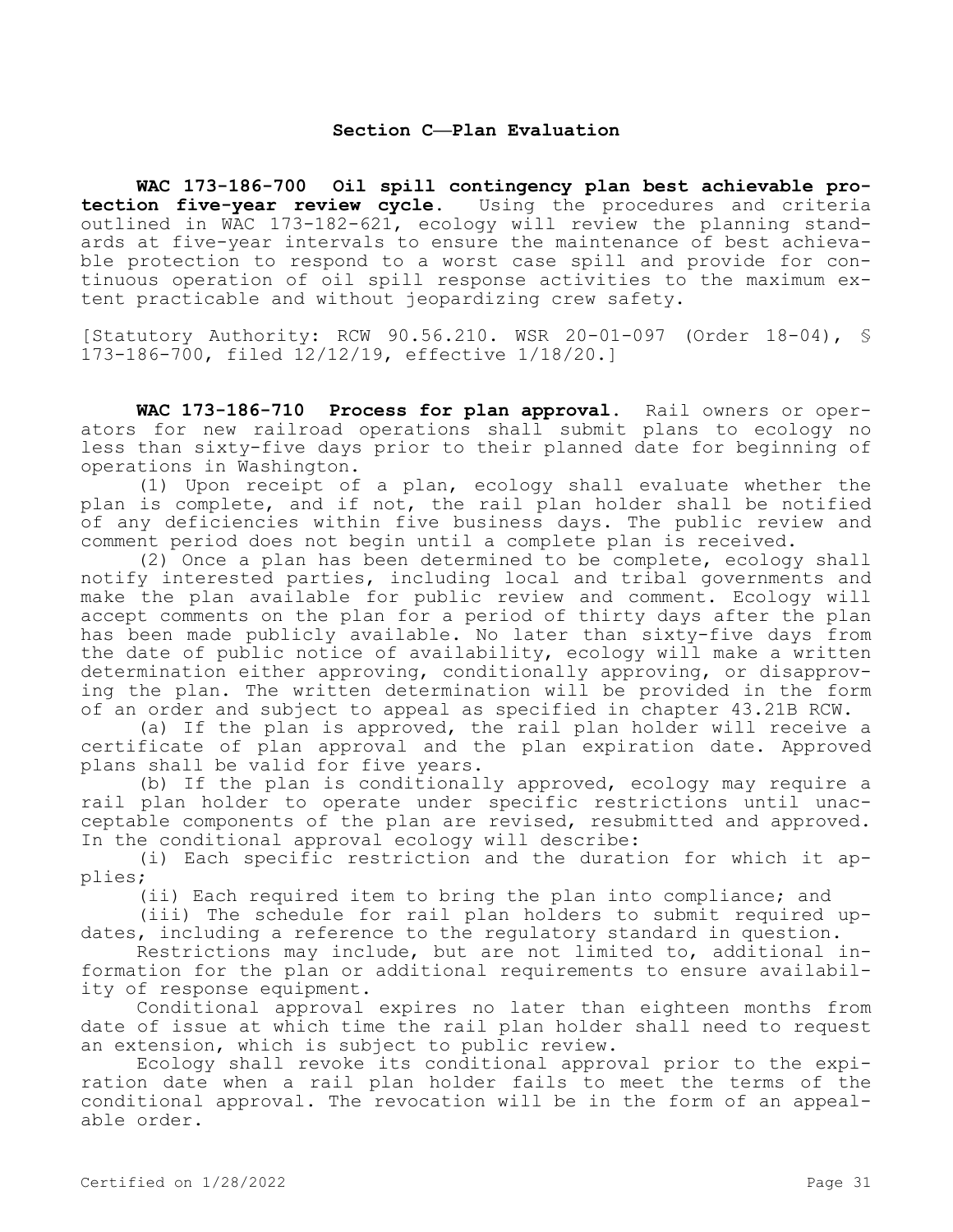## Section C—Plan Evaluation

**WAC 173-186-700 Oil spill contingency plan best achievable protection five-year review cycle.** Using the procedures and criteria outlined in WAC 173-182-621, ecology will review the planning standards at five-year intervals to ensure the maintenance of best achievable protection to respond to a worst case spill and provide for continuous operation of oil spill response activities to the maximum extent practicable and without jeopardizing crew safety.

[Statutory Authority: RCW 90.56.210. WSR 20-01-097 (Order 18-04), § 173-186-700, filed 12/12/19, effective 1/18/20.]

**WAC 173-186-710 Process for plan approval.** Rail owners or operators for new railroad operations shall submit plans to ecology no less than sixty-five days prior to their planned date for beginning of operations in Washington.

(1) Upon receipt of a plan, ecology shall evaluate whether the plan is complete, and if not, the rail plan holder shall be notified of any deficiencies within five business days. The public review and comment period does not begin until a complete plan is received.

(2) Once a plan has been determined to be complete, ecology shall notify interested parties, including local and tribal governments and make the plan available for public review and comment. Ecology will accept comments on the plan for a period of thirty days after the plan has been made publicly available. No later than sixty-five days from the date of public notice of availability, ecology will make a written determination either approving, conditionally approving, or disapproving the plan. The written determination will be provided in the form of an order and subject to appeal as specified in chapter 43.21B RCW.

(a) If the plan is approved, the rail plan holder will receive a certificate of plan approval and the plan expiration date. Approved plans shall be valid for five years.

(b) If the plan is conditionally approved, ecology may require a rail plan holder to operate under specific restrictions until unacceptable components of the plan are revised, resubmitted and approved. In the conditional approval ecology will describe:

(i) Each specific restriction and the duration for which it applies;

(ii) Each required item to bring the plan into compliance; and

(iii) The schedule for rail plan holders to submit required updates, including a reference to the regulatory standard in question.

Restrictions may include, but are not limited to, additional information for the plan or additional requirements to ensure availability of response equipment.

Conditional approval expires no later than eighteen months from date of issue at which time the rail plan holder shall need to request an extension, which is subject to public review.

Ecology shall revoke its conditional approval prior to the expiration date when a rail plan holder fails to meet the terms of the conditional approval. The revocation will be in the form of an appealable order.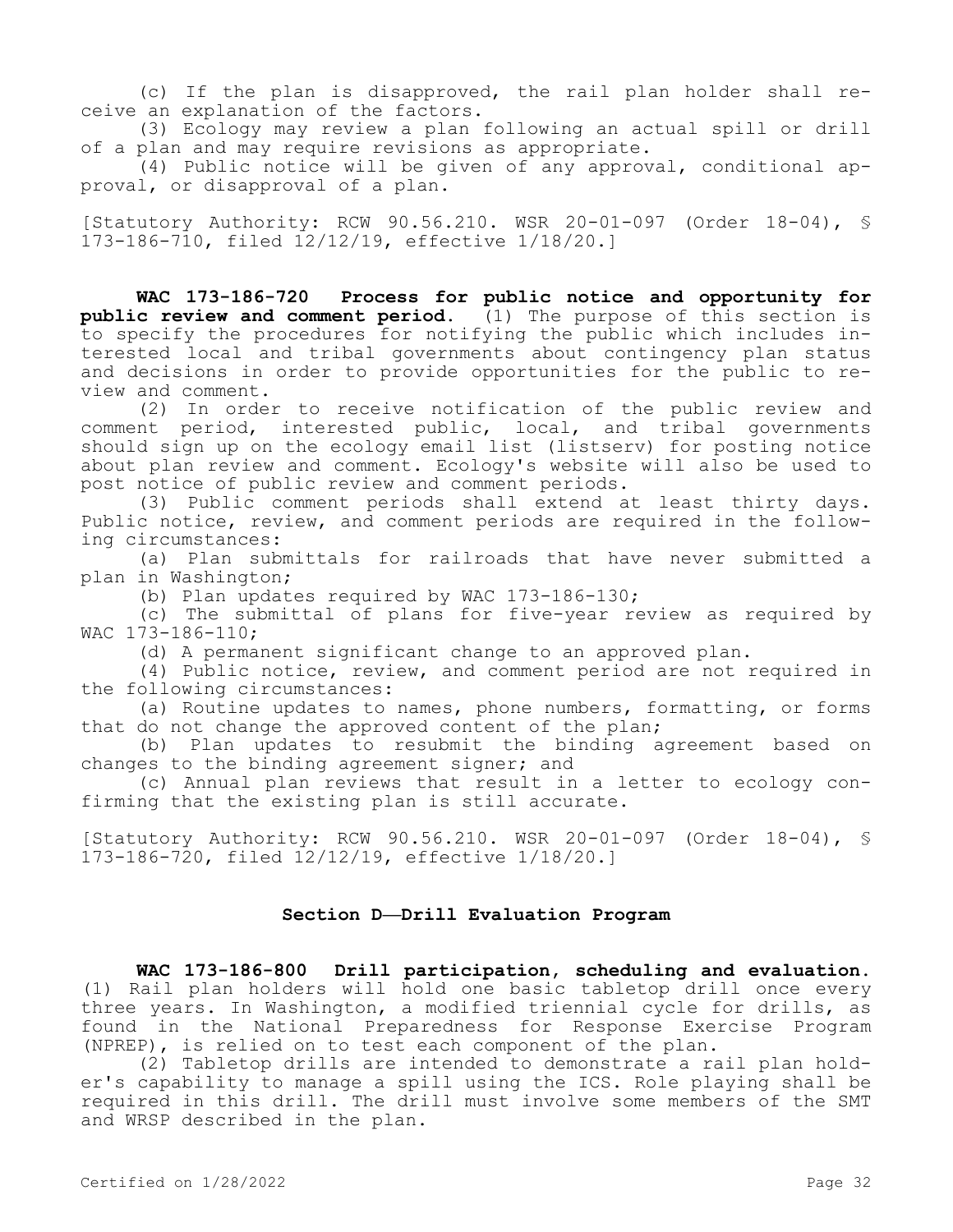(c) If the plan is disapproved, the rail plan holder shall receive an explanation of the factors.

(3) Ecology may review a plan following an actual spill or drill of a plan and may require revisions as appropriate.

(4) Public notice will be given of any approval, conditional approval, or disapproval of a plan.

[Statutory Authority: RCW 90.56.210. WSR 20-01-097 (Order 18-04), § 173-186-710, filed 12/12/19, effective 1/18/20.]

**WAC 173-186-720 Process for public notice and opportunity for public review and comment period.** (1) The purpose of this section is to specify the procedures for notifying the public which includes interested local and tribal governments about contingency plan status and decisions in order to provide opportunities for the public to review and comment.

(2) In order to receive notification of the public review and comment period, interested public, local, and tribal governments should sign up on the ecology email list (listserv) for posting notice about plan review and comment. Ecology's website will also be used to post notice of public review and comment periods.

(3) Public comment periods shall extend at least thirty days. Public notice, review, and comment periods are required in the following circumstances:

(a) Plan submittals for railroads that have never submitted a plan in Washington;

(b) Plan updates required by WAC 173-186-130;

(c) The submittal of plans for five-year review as required by WAC 173-186-110;

(d) A permanent significant change to an approved plan.

(4) Public notice, review, and comment period are not required in the following circumstances:

(a) Routine updates to names, phone numbers, formatting, or forms that do not change the approved content of the plan;

(b) Plan updates to resubmit the binding agreement based on changes to the binding agreement signer; and

(c) Annual plan reviews that result in a letter to ecology confirming that the existing plan is still accurate.

[Statutory Authority: RCW 90.56.210. WSR 20-01-097 (Order 18-04), § 173-186-720, filed 12/12/19, effective 1/18/20.]

## Section D—Drill Evaluation Program

**WAC 173-186-800 Drill participation, scheduling and evaluation.** (1) Rail plan holders will hold one basic tabletop drill once every three years. In Washington, a modified triennial cycle for drills, as found in the National Preparedness for Response Exercise Program (NPREP), is relied on to test each component of the plan.

(2) Tabletop drills are intended to demonstrate a rail plan holder's capability to manage a spill using the ICS. Role playing shall be required in this drill. The drill must involve some members of the SMT and WRSP described in the plan.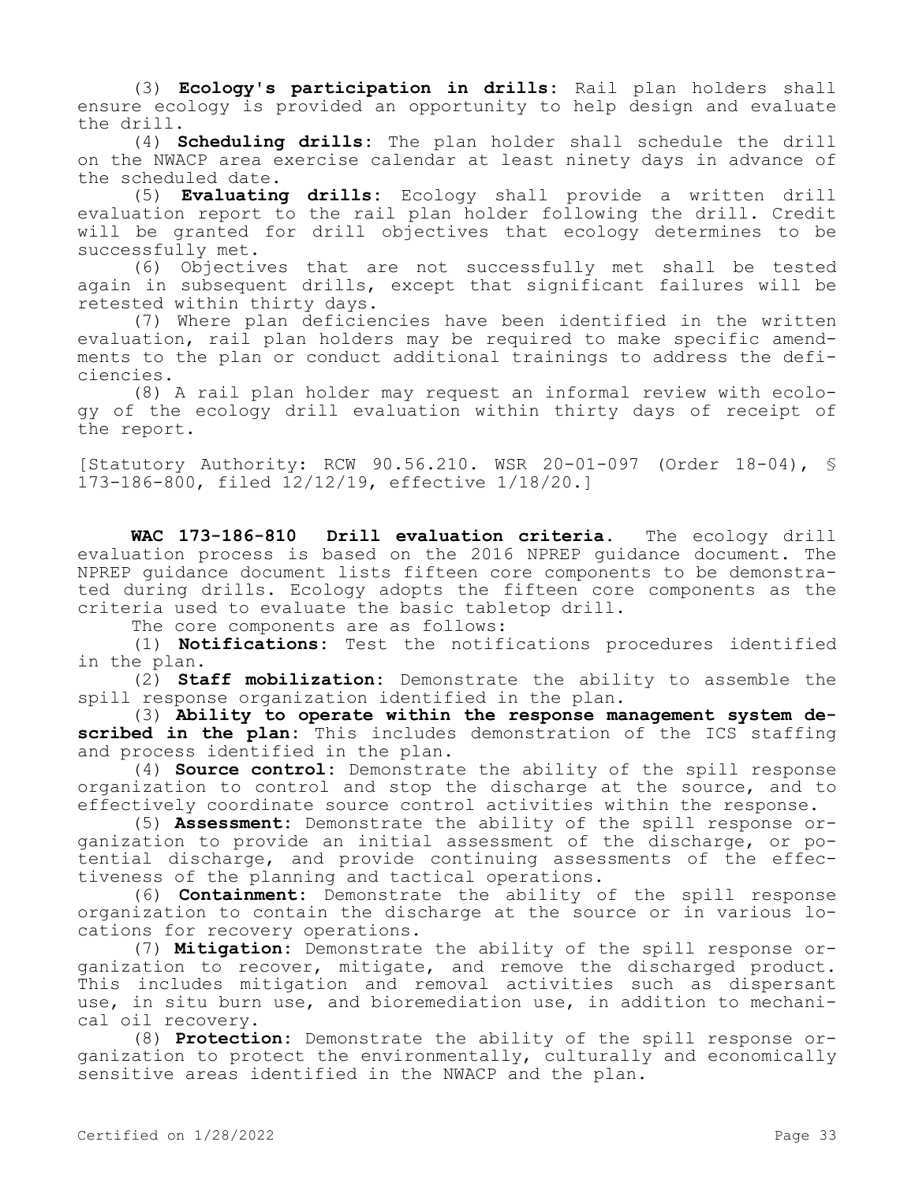(3) **Ecology's participation in drills:** Rail plan holders shall ensure ecology is provided an opportunity to help design and evaluate the drill.

(4) **Scheduling drills:** The plan holder shall schedule the drill on the NWACP area exercise calendar at least ninety days in advance of the scheduled date.

(5) **Evaluating drills:** Ecology shall provide a written drill evaluation report to the rail plan holder following the drill. Credit will be granted for drill objectives that ecology determines to be successfully met.

(6) Objectives that are not successfully met shall be tested again in subsequent drills, except that significant failures will be retested within thirty days.

(7) Where plan deficiencies have been identified in the written evaluation, rail plan holders may be required to make specific amendments to the plan or conduct additional trainings to address the deficiencies.

(8) A rail plan holder may request an informal review with ecology of the ecology drill evaluation within thirty days of receipt of the report.

[Statutory Authority: RCW 90.56.210. WSR 20-01-097 (Order 18-04), § 173-186-800, filed 12/12/19, effective 1/18/20.]

**WAC 173-186-810 Drill evaluation criteria.** The ecology drill evaluation process is based on the 2016 NPREP guidance document. The NPREP guidance document lists fifteen core components to be demonstrated during drills. Ecology adopts the fifteen core components as the criteria used to evaluate the basic tabletop drill.

The core components are as follows:

(1) **Notifications:** Test the notifications procedures identified in the plan.

(2) **Staff mobilization:** Demonstrate the ability to assemble the spill response organization identified in the plan.

(3) **Ability to operate within the response management system described in the plan:** This includes demonstration of the ICS staffing and process identified in the plan.

(4) **Source control:** Demonstrate the ability of the spill response organization to control and stop the discharge at the source, and to effectively coordinate source control activities within the response.

(5) **Assessment:** Demonstrate the ability of the spill response organization to provide an initial assessment of the discharge, or potential discharge, and provide continuing assessments of the effectiveness of the planning and tactical operations.

(6) **Containment:** Demonstrate the ability of the spill response organization to contain the discharge at the source or in various locations for recovery operations.

(7) **Mitigation:** Demonstrate the ability of the spill response organization to recover, mitigate, and remove the discharged product. This includes mitigation and removal activities such as dispersant use, in situ burn use, and bioremediation use, in addition to mechanical oil recovery.

(8) **Protection:** Demonstrate the ability of the spill response organization to protect the environmentally, culturally and economically sensitive areas identified in the NWACP and the plan.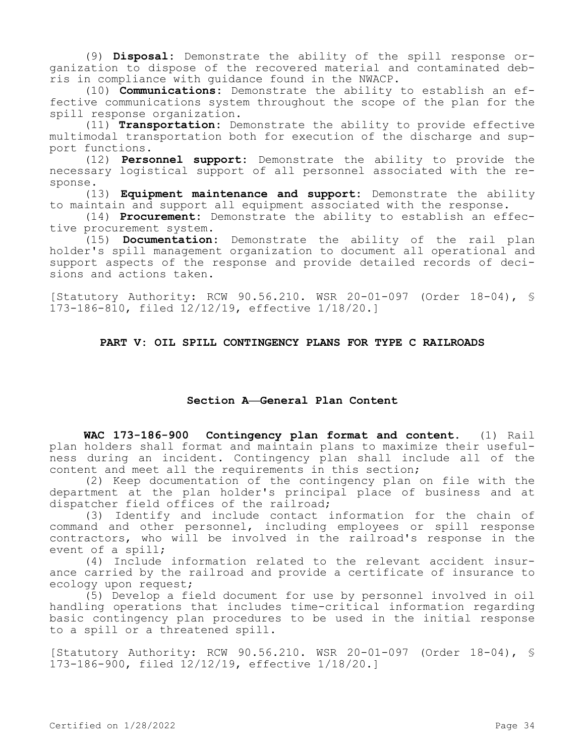(9) **Disposal:** Demonstrate the ability of the spill response organization to dispose of the recovered material and contaminated debris in compliance with guidance found in the NWACP.

(10) **Communications:** Demonstrate the ability to establish an effective communications system throughout the scope of the plan for the spill response organization.

(11) **Transportation:** Demonstrate the ability to provide effective multimodal transportation both for execution of the discharge and support functions.

(12) **Personnel support:** Demonstrate the ability to provide the necessary logistical support of all personnel associated with the response.

(13) **Equipment maintenance and support:** Demonstrate the ability to maintain and support all equipment associated with the response.

(14) **Procurement:** Demonstrate the ability to establish an effective procurement system.

(15) **Documentation:** Demonstrate the ability of the rail plan holder's spill management organization to document all operational and support aspects of the response and provide detailed records of decisions and actions taken.

[Statutory Authority: RCW 90.56.210. WSR 20-01-097 (Order 18-04), § 173-186-810, filed 12/12/19, effective 1/18/20.]

## PART V: OIL SPILL CONTINGENCY PLANS FOR TYPE C RAILROADS

### Section A—General Plan Content

**WAC 173-186-900 Contingency plan format and content.** (1) Rail plan holders shall format and maintain plans to maximize their usefulness during an incident. Contingency plan shall include all of the content and meet all the requirements in this section;

(2) Keep documentation of the contingency plan on file with the department at the plan holder's principal place of business and at dispatcher field offices of the railroad;

(3) Identify and include contact information for the chain of command and other personnel, including employees or spill response contractors, who will be involved in the railroad's response in the event of a spill;

(4) Include information related to the relevant accident insurance carried by the railroad and provide a certificate of insurance to ecology upon request;

(5) Develop a field document for use by personnel involved in oil handling operations that includes time-critical information regarding basic contingency plan procedures to be used in the initial response to a spill or a threatened spill.

[Statutory Authority: RCW 90.56.210. WSR 20-01-097 (Order 18-04), § 173-186-900, filed 12/12/19, effective 1/18/20.]